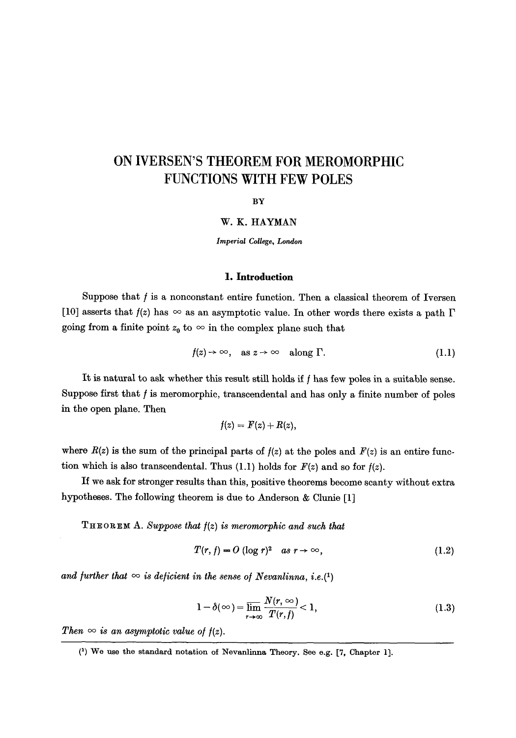# ON IVERSEN'S THEOREM FOR MEROMORPHIC FUNCTIONS WITH FEW POLES

BY

W. K. HAYMAN

*Imperial College, London*

## 1. Introduction

Suppose that $f$ is a nonconstant entire function. Then a classical theorem of Iversen [10] asserts that $f(z)$ has $\infty$ as an asymptotic value. In other words there exists a path $\Gamma$ going from a finite point $z_0$ to $\infty$ in the complex plane such that

$$f(z) \to \infty, \quad \text{as } z \to \infty \quad \text{along } \Gamma. \tag{1.1}$$

It is natural to ask whether this result still holds if $f$ has few poles in a suitable sense. Suppose first that $f$ is meromorphic, transcendental and has only a finite number of poles in the open plane. Then

$$f(z) = F(z) + R(z),$$

where $R(z)$ is the sum of the principal parts of $f(z)$ at the poles and $F(z)$ is an entire function which is also transcendental. Thus (1.1) holds for $F(z)$ and so for $f(z)$.

If we ask for stronger results than this, positive theorems become scanty without extra hypotheses. The following theorem is due to Anderson & Clunie [1]

THEOREM A. *Suppose that $f(z)$ is meromorphic and such that*

$$T(r, f) = O(\log r)^2 \quad \text{as } r \to \infty, \tag{1.2}$$

*and further that $\infty$ is deficient in the sense of Nevanlinna, i.e.*(1)

$$1 - \delta(\infty) = \overline{\lim_{r\to\infty}} \frac{N(r, \infty)}{T(r, f)} < 1, \tag{1.3}$$

*Then $\infty$ is an asymptotic value of $f(z)$.*

(1) We use the standard notation of Nevanlinna Theory. See e.g. [7, Chapter 1].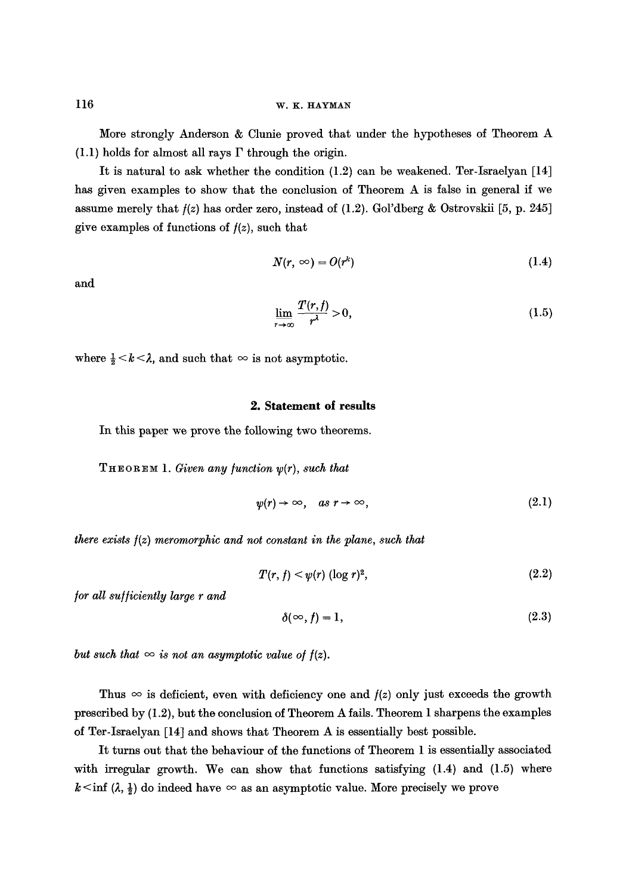More strongly Anderson & Clunie proved that under the hypotheses of Theorem A (1.1) holds for almost all rays $\Gamma$ through the origin.

It is natural to ask whether the condition (1.2) can be weakened. Ter-Israelyan [14] has given examples to show that the conclusion of Theorem A is false in general if we assume merely that $f(z)$ has order zero, instead of (1.2). Gol'dberg & Ostrovskii [5, p. 245] give examples of functions of $f(z)$, such that

$$N(r, \infty) = O(r^k) \tag{1.4}$$

and

$$\varliminf_{r\to\infty} \frac{T(r,f)}{r^\lambda} > 0, \tag{1.5}$$

where $\frac{1}{2} < k < \lambda$, and such that $\infty$ is not asymptotic.

## 2. Statement of results

In this paper we prove the following two theorems.

THEOREM 1. *Given any function $\psi(r)$, such that*

$$\psi(r) \to \infty, \quad as\ r \to \infty, \tag{2.1}$$

*there exists $f(z)$ meromorphic and not constant in the plane, such that*

$$T(r, f) < \psi(r) (\log r)^2, \tag{2.2}$$

*for all sufficiently large $r$ and*

$$\delta(\infty, f) = 1, \tag{2.3}$$

*but such that $\infty$ is not an asymptotic value of $f(z)$.*

Thus $\infty$ is deficient, even with deficiency one and $f(z)$ only just exceeds the growth prescribed by (1.2), but the conclusion of Theorem A fails. Theorem 1 sharpens the examples of Ter-Israelyan [14] and shows that Theorem A is essentially best possible.

It turns out that the behaviour of the functions of Theorem 1 is essentially associated with irregular growth. We can show that functions satisfying (1.4) and (1.5) where $k < \inf(\lambda, \frac{1}{2})$ do indeed have $\infty$ as an asymptotic value. More precisely we prove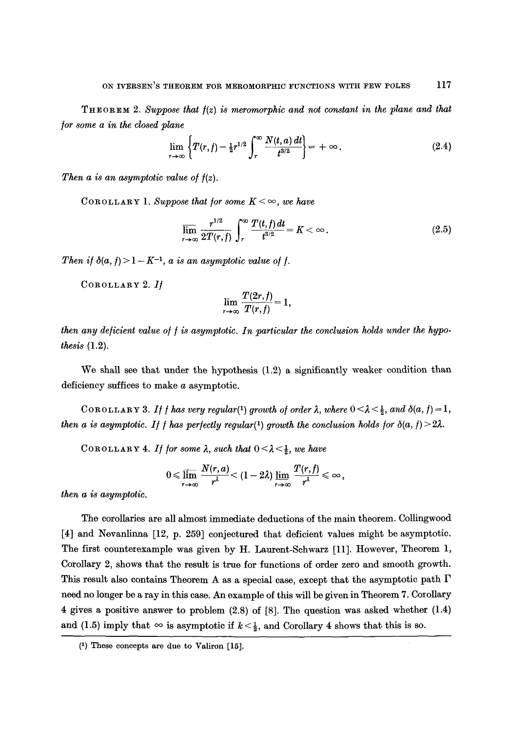**Theorem 2.** *Suppose that $f(z)$ is meromorphic and not constant in the plane and that for some $a$ in the closed plane*

$$\lim_{r\to\infty} \left\{ T(r,f) - \tfrac{1}{2} r^{1/2} \int_r^{\infty} \frac{N(t,a)\,dt}{t^{3/2}} \right\} = +\infty. \tag{2.4}$$

*Then $a$ is an asymptotic value of $f(z)$.*

**Corollary 1.** *Suppose that for some $K < \infty$, we have*

$$\overline{\lim_{r\to\infty}} \frac{r^{1/2}}{2T(r,f)} \int_r^{\infty} \frac{T(t,f)\,dt}{t^{3/2}} = K < \infty. \tag{2.5}$$

*Then if $\delta(a,f) > 1 - K^{-1}$, $a$ is an asymptotic value of $f$.*

**Corollary 2.** *If*

$$\lim_{r\to\infty} \frac{T(2r,f)}{T(r,f)} = 1,$$

*then any deficient value of $f$ is asymptotic. In particular the conclusion holds under the hypothesis* (1.2).

We shall see that under the hypothesis (1.2) a significantly weaker condition than deficiency suffices to make $a$ asymptotic.

**Corollary 3.** *If $f$ has very regular*[1] *growth of order $\lambda$, where $0 < \lambda < \frac{1}{2}$, and $\delta(a,f) = 1$, then $a$ is asymptotic. If $f$ has perfectly regular*[1] *growth the conclusion holds for $\delta(a,f) > 2\lambda$.*

**Corollary 4.** *If for some $\lambda$, such that $0 < \lambda < \frac{1}{2}$, we have*

$$0 \leqslant \overline{\lim_{r\to\infty}} \frac{N(r,a)}{r^{\lambda}} < (1 - 2\lambda) \lim_{r\to\infty} \frac{T(r,f)}{r^{\lambda}} \leqslant \infty,$$

*then $a$ is asymptotic.*

The corollaries are all almost immediate deductions of the main theorem. Collingwood [4] and Nevanlinna [12, p. 259] conjectured that deficient values might be asymptotic. The first counterexample was given by H. Laurent-Schwarz [11]. However, Theorem 1, Corollary 2, shows that the result is true for functions of order zero and smooth growth. This result also contains Theorem A as a special case, except that the asymptotic path $\Gamma$ need no longer be a ray in this case. An example of this will be given in Theorem 7. Corollary 4 gives a positive answer to problem (2.8) of [8]. The question was asked whether (1.4) and (1.5) imply that $\infty$ is asymptotic if $k < \frac{1}{2}$, and Corollary 4 shows that this is so.

---

[1] These concepts are due to Valiron [15].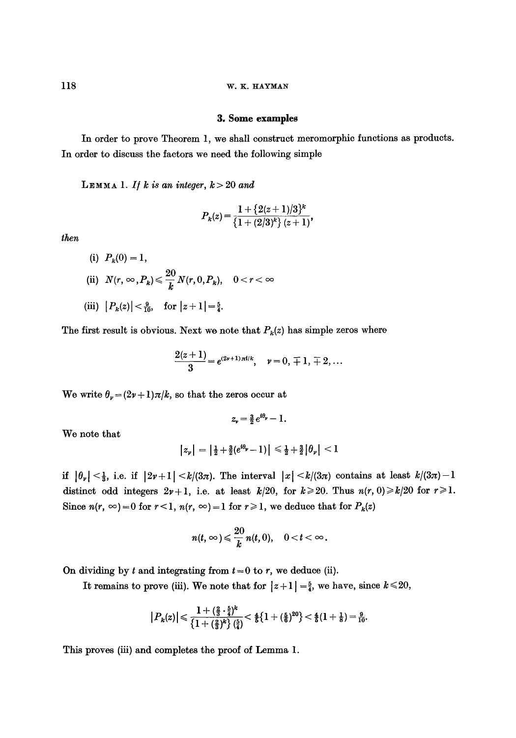### 3. Some examples

In order to prove Theorem 1, we shall construct meromorphic functions as products. In order to discuss the factors we need the following simple

**Lemma 1.** *If $k$ is an integer, $k > 20$ and*

$$P_k(z) = \frac{1 + \{2(z+1)/3\}^k}{\{1 + (2/3)^k\}(z+1)},$$

*then*

(i) $P_k(0) = 1$,

(ii) $N(r, \infty, P_k) \leqslant \dfrac{20}{k} N(r, 0, P_k), \quad 0 < r < \infty$

(iii) $|P_k(z)| < \frac{9}{10}$, for $|z+1| = \frac{5}{4}$.

The first result is obvious. Next we note that $P_k(z)$ has simple zeros where

$$\frac{2(z+1)}{3} = e^{(2\nu+1)\pi i/k}, \quad \nu = 0, \mp 1, \mp 2, \dots$$

We write $\theta_\nu = (2\nu+1)\pi/k$, so that the zeros occur at

$$z_\nu = \tfrac{3}{2} e^{i\theta_\nu} - 1.$$

We note that

$$|z_\nu| = |\tfrac{1}{2} + \tfrac{3}{2}(e^{i\theta_\nu} - 1)| \leqslant \tfrac{1}{2} + \tfrac{3}{2}|\theta_\nu| < 1$$

if $|\theta_\nu| < \frac{1}{3}$, i.e. if $|2\nu+1| < k/(3\pi)$. The interval $|x| < k/(3\pi)$ contains at least $k/(3\pi) - 1$ distinct odd integers $2\nu+1$, i.e. at least $k/20$, for $k \geqslant 20$. Thus $n(r, 0) \geqslant k/20$ for $r \geqslant 1$. Since $n(r, \infty) = 0$ for $r < 1$, $n(r, \infty) = 1$ for $r \geqslant 1$, we deduce that for $P_k(z)$

$$n(t, \infty) \leqslant \frac{20}{k} n(t, 0), \quad 0 < t < \infty.$$

On dividing by $t$ and integrating from $t = 0$ to $r$, we deduce (ii).

It remains to prove (iii). We note that for $|z+1| = \frac{5}{4}$, we have, since $k \leqslant 20$,

$$|P_k(z)| \leqslant \frac{1 + (\frac{2}{3} \cdot \frac{5}{4})^k}{\{1 + (\frac{2}{3})^k\}(\frac{5}{4})} < \tfrac{4}{5}\{1 + (\tfrac{5}{6})^{20}\} < \tfrac{4}{5}(1 + \tfrac{1}{8}) = \tfrac{9}{10}.$$

This proves (iii) and completes the proof of Lemma 1.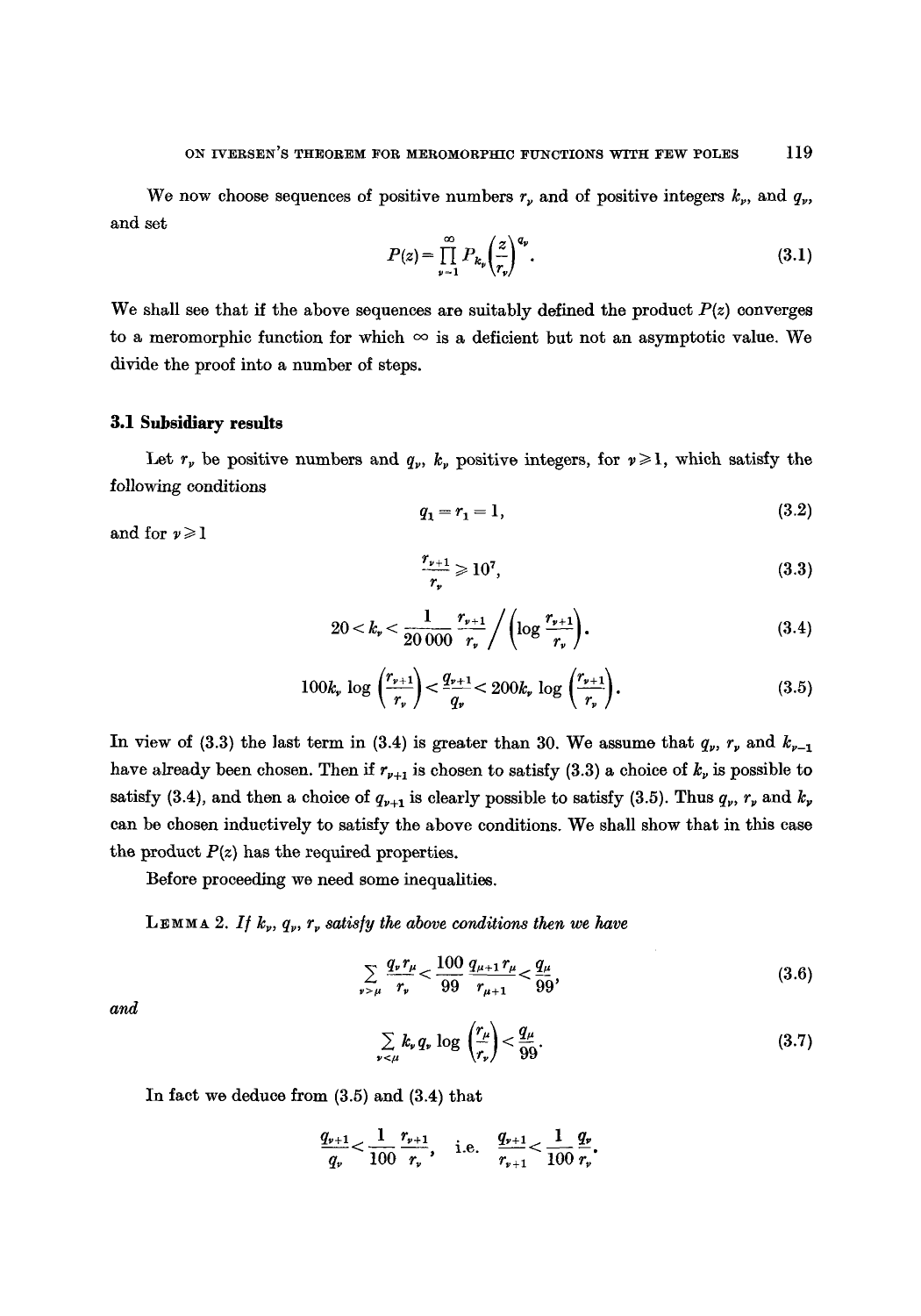We now choose sequences of positive numbers $r_\nu$ and of positive integers $k_\nu$, and $q_\nu$, and set

$$P(z) = \prod_{\nu=1}^{\infty} P_{k_\nu}\left(\frac{z}{r_\nu}\right)^{q_\nu}. \tag{3.1}$$

We shall see that if the above sequences are suitably defined the product $P(z)$ converges to a meromorphic function for which $\infty$ is a deficient but not an asymptotic value. We divide the proof into a number of steps.

### 3.1 Subsidiary results

Let $r_\nu$ be positive numbers and $q_\nu$, $k_\nu$ positive integers, for $\nu \geqslant 1$, which satisfy the following conditions

$$q_1 = r_1 = 1, \tag{3.2}$$

and for $\nu \geqslant 1$

$$\frac{r_{\nu+1}}{r_\nu} \geqslant 10^7, \tag{3.3}$$

$$20 < k_\nu < \frac{1}{20\,000}\frac{r_{\nu+1}}{r_\nu} \bigg/ \left(\log \frac{r_{\nu+1}}{r_\nu}\right). \tag{3.4}$$

$$100 k_\nu \log\left(\frac{r_{\nu+1}}{r_\nu}\right) < \frac{q_{\nu+1}}{q_\nu} < 200 k_\nu \log\left(\frac{r_{\nu+1}}{r_\nu}\right). \tag{3.5}$$

In view of (3.3) the last term in (3.4) is greater than 30. We assume that $q_\nu$, $r_\nu$ and $k_{\nu-1}$ have already been chosen. Then if $r_{\nu+1}$ is chosen to satisfy (3.3) a choice of $k_\nu$ is possible to satisfy (3.4), and then a choice of $q_{\nu+1}$ is clearly possible to satisfy (3.5). Thus $q_\nu$, $r_\nu$ and $k_\nu$ can be chosen inductively to satisfy the above conditions. We shall show that in this case the product $P(z)$ has the required properties.

Before proceeding we need some inequalities.

**Lemma 2.** *If $k_\nu$, $q_\nu$, $r_\nu$ satisfy the above conditions then we have*

$$\sum_{\nu>\mu} \frac{q_\nu r_\mu}{r_\nu} < \frac{100}{99}\frac{q_{\mu+1} r_\mu}{r_{\mu+1}} < \frac{q_\mu}{99}, \tag{3.6}$$

*and*

$$\sum_{\nu<\mu} k_\nu q_\nu \log\left(\frac{r_\mu}{r_\nu}\right) < \frac{q_\mu}{99}. \tag{3.7}$$

In fact we deduce from (3.5) and (3.4) that

$$\frac{q_{\nu+1}}{q_\nu} < \frac{1}{100}\frac{r_{\nu+1}}{r_\nu}, \quad \text{i.e.} \quad \frac{q_{\nu+1}}{r_{\nu+1}} < \frac{1}{100}\frac{q_\nu}{r_\nu}.$$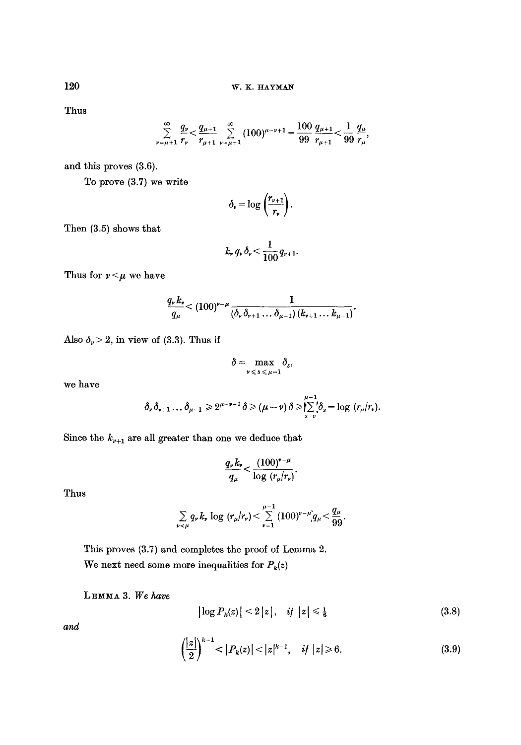Thus

$$\sum_{\nu=\mu+1}^{\infty} \frac{q_\nu}{r_\nu} < \frac{q_{\mu+1}}{r_{\mu+1}} \sum_{\nu=\mu+1}^{\infty} (100)^{\mu-\nu+1} = \frac{100}{99} \frac{q_{\mu+1}}{r_{\mu+1}} < \frac{1}{99} \frac{q_\mu}{r_\mu},$$

and this proves (3.6).

To prove (3.7) we write

$$\delta_\nu = \log\left(\frac{r_{\nu+1}}{r_\nu}\right).$$

Then (3.5) shows that

$$k_\nu q_\nu \delta_\nu < \frac{1}{100} q_{\nu+1}.$$

Thus for $\nu < \mu$ we have

$$\frac{q_\nu k_\nu}{q_\mu} < (100)^{\nu-\mu} \frac{1}{(\delta_\nu \delta_{\nu+1} \ldots \delta_{\mu-1})(k_{\nu+1} \ldots k_{\mu-1})}.$$

Also $\delta_\nu > 2$, in view of (3.3). Thus if

$$\delta = \max_{\nu \leqslant s \leqslant \mu-1} \delta_s,$$

we have

$$\delta_\nu \delta_{\nu+1} \ldots \delta_{\mu-1} \geqslant 2^{\mu-\nu-1} \delta \geqslant (\mu-\nu)\delta \geqslant \sum_{s=\nu}^{\mu-1} \delta_s = \log(r_\mu/r_\nu).$$

Since the $k_{\nu+1}$ are all greater than one we deduce that

$$\frac{q_\nu k_\nu}{q_\mu} < \frac{(100)^{\nu-\mu}}{\log(r_\mu/r_\nu)}.$$

Thus

$$\sum_{\nu<\mu} q_\nu k_\nu \log(r_\mu/r_\nu) < \sum_{\nu=1}^{\mu-1} (100)^{\nu-\mu} q_\mu < \frac{q_\mu}{99}.$$

This proves (3.7) and completes the proof of Lemma 2.

We next need some more inequalities for $P_k(z)$

Lemma 3. *We have*

$$|\log P_k(z)| < 2|z|, \quad \textit{if } |z| \leqslant \tfrac{1}{6} \tag{3.8}$$

*and*

$$\left(\frac{|z|}{2}\right)^{k-1} < |P_k(z)| < |z|^{k-1}, \quad \textit{if } |z| \geqslant 6. \tag{3.9}$$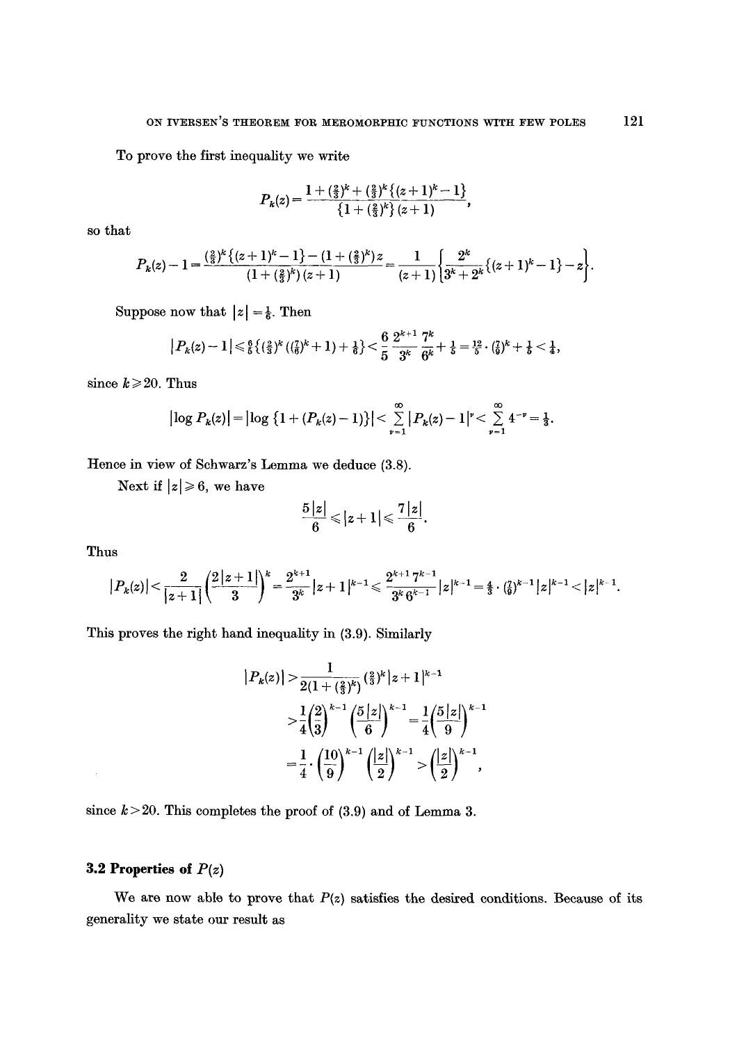To prove the first inequality we write

$$P_k(z) = \frac{1 + (\tfrac{2}{3})^k + (\tfrac{2}{3})^k\{(z+1)^k - 1\}}{\{1 + (\tfrac{2}{3})^k\}(z+1)},$$

so that

$$P_k(z) - 1 = \frac{(\tfrac{2}{3})^k\{(z+1)^k - 1\} - (1 + (\tfrac{2}{3})^k)z}{(1 + (\tfrac{2}{3})^k)(z+1)} = \frac{1}{(z+1)}\left\{\frac{2^k}{3^k + 2^k}\{(z+1)^k - 1\} - z\right\}.$$

Suppose now that $|z| = \frac{1}{6}$. Then

$$|P_k(z) - 1| \leqslant \tfrac{6}{5}\{(\tfrac{2}{3})^k((\tfrac{7}{6})^k + 1) + \tfrac{1}{6}\} < \frac{6}{5}\frac{2^{k+1}}{3^k}\frac{7^k}{6^k} + \tfrac{1}{5} = \tfrac{12}{5}\cdot(\tfrac{7}{9})^k + \tfrac{1}{5} < \tfrac{1}{4},$$

since $k \geqslant 20$. Thus

$$|\log P_k(z)| = |\log\{1 + (P_k(z) - 1)\}| < \sum_{\nu=1}^{\infty}|P_k(z) - 1|^{\nu} < \sum_{\nu=1}^{\infty} 4^{-\nu} = \tfrac{1}{3}.$$

Hence in view of Schwarz's Lemma we deduce (3.8).

Next if $|z| \geqslant 6$, we have

$$\frac{5|z|}{6} \leqslant |z+1| \leqslant \frac{7|z|}{6}.$$

Thus

$$|P_k(z)| < \frac{2}{|z+1|}\left(\frac{2|z+1|}{3}\right)^k = \frac{2^{k+1}}{3^k}|z+1|^{k-1} \leqslant \frac{2^{k+1}7^{k-1}}{3^k 6^{k-1}}|z|^{k-1} = \tfrac{4}{3}\cdot(\tfrac{7}{9})^{k-1}|z|^{k-1} < |z|^{k-1}.$$

This proves the right hand inequality in (3.9). Similarly

$$\begin{aligned}
|P_k(z)| &> \frac{1}{2(1 + (\tfrac{2}{3})^k)}(\tfrac{2}{3})^k|z+1|^{k-1} \\
&> \frac{1}{4}\left(\frac{2}{3}\right)^{k-1}\left(\frac{5|z|}{6}\right)^{k-1} = \frac{1}{4}\left(\frac{5|z|}{9}\right)^{k-1} \\
&= \frac{1}{4}\cdot\left(\frac{10}{9}\right)^{k-1}\left(\frac{|z|}{2}\right)^{k-1} > \left(\frac{|z|}{2}\right)^{k-1},
\end{aligned}$$

since $k > 20$. This completes the proof of (3.9) and of Lemma 3.

### 3.2 Properties of $P(z)$

We are now able to prove that $P(z)$ satisfies the desired conditions. Because of its generality we state our result as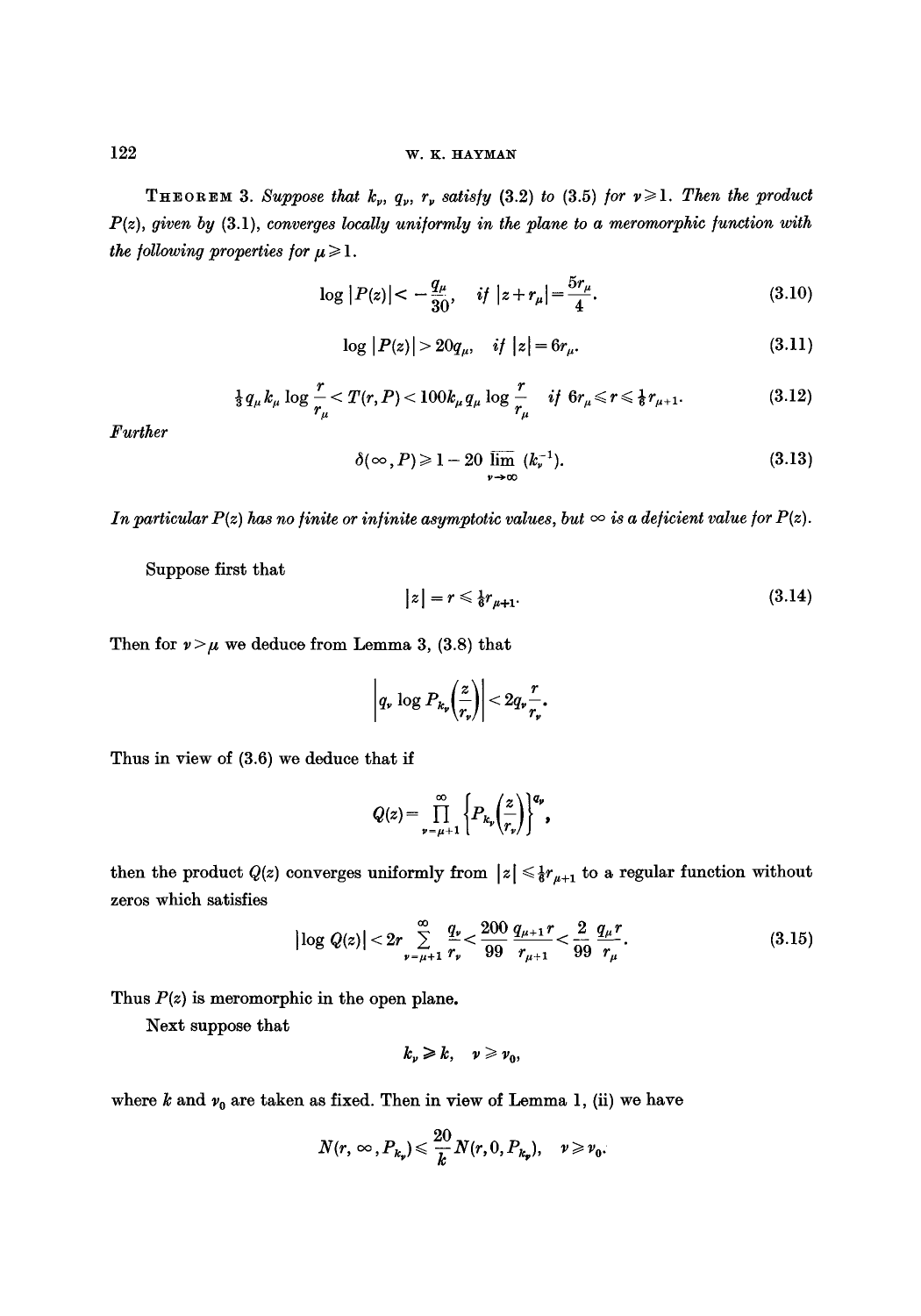**Theorem 3.** *Suppose that $k_\nu$, $q_\nu$, $r_\nu$ satisfy* (3.2) *to* (3.5) *for $\nu \geqslant 1$. Then the product $P(z)$, given by* (3.1), *converges locally uniformly in the plane to a meromorphic function with the following properties for $\mu \geqslant 1$.*

$$\log |P(z)| < -\frac{q_\mu}{30}, \quad \text{if } |z + r_\mu| = \frac{5r_\mu}{4}. \tag{3.10}$$

$$\log |P(z)| > 20q_\mu, \quad \text{if } |z| = 6r_\mu. \tag{3.11}$$

$$\tfrac{1}{3} q_\mu k_\mu \log \frac{r}{r_\mu} < T(r, P) < 100 k_\mu q_\mu \log \frac{r}{r_\mu} \quad \text{if } 6r_\mu \leqslant r \leqslant \tfrac{1}{6} r_{\mu+1}. \tag{3.12}$$

*Further*

$$\delta(\infty, P) \geqslant 1 - 20 \varlimsup_{\nu \to \infty} (k_\nu^{-1}). \tag{3.13}$$

*In particular $P(z)$ has no finite or infinite asymptotic values, but $\infty$ is a deficient value for $P(z)$.*

Suppose first that

$$|z| = r \leqslant \tfrac{1}{6} r_{\mu+1}. \tag{3.14}$$

Then for $\nu > \mu$ we deduce from Lemma 3, (3.8) that

$$\left| q_\nu \log P_{k_\nu}\left(\frac{z}{r_\nu}\right) \right| < 2q_\nu \frac{r}{r_\nu}.$$

Thus in view of (3.6) we deduce that if

$$Q(z) = \prod_{\nu=\mu+1}^{\infty} \left\{ P_{k_\nu}\left(\frac{z}{r_\nu}\right) \right\}^{q_\nu},$$

then the product $Q(z)$ converges uniformly from $|z| \leqslant \frac{1}{6} r_{\mu+1}$ to a regular function without zeros which satisfies

$$|\log Q(z)| < 2r \sum_{\nu=\mu+1}^{\infty} \frac{q_\nu}{r_\nu} < \frac{200}{99} \frac{q_{\mu+1} r}{r_{\mu+1}} < \frac{2}{99} \frac{q_\mu r}{r_\mu}. \tag{3.15}$$

Thus $P(z)$ is meromorphic in the open plane.

Next suppose that

$$k_\nu \geqslant k, \quad \nu \geqslant \nu_0,$$

where $k$ and $\nu_0$ are taken as fixed. Then in view of Lemma 1, (ii) we have

$$N(r, \infty, P_{k_\nu}) \leqslant \frac{20}{k} N(r, 0, P_{k_\nu}), \quad \nu \geqslant \nu_0.$$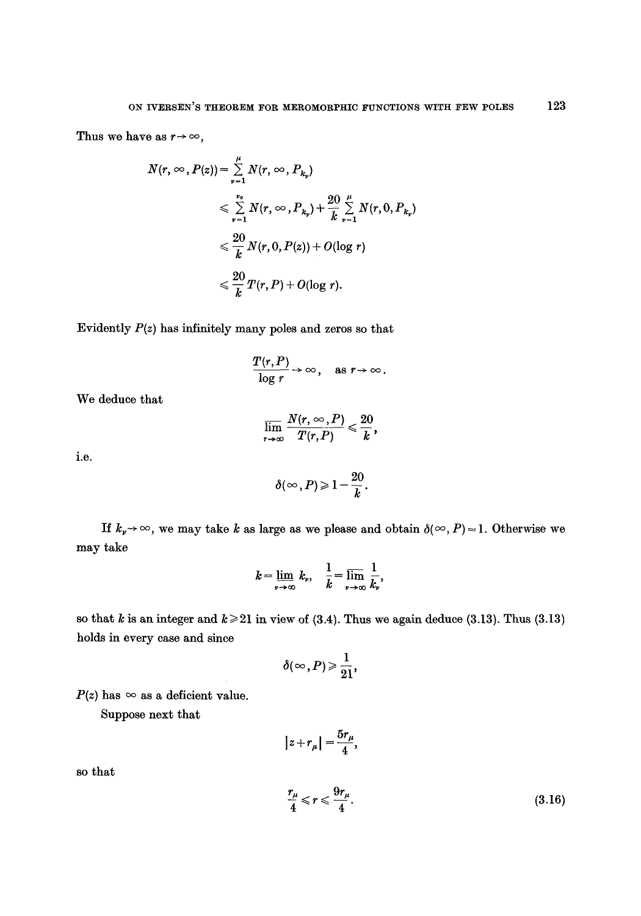Thus we have as $r \to \infty$,

$$
\begin{aligned}
N(r, \infty, P(z)) &= \sum_{\nu=1}^{\mu} N(r, \infty, P_{k_\nu}) \\
&\leqslant \sum_{\nu=1}^{\nu_0} N(r, \infty, P_{k_\nu}) + \frac{20}{k} \sum_{\nu=1}^{\mu} N(r, 0, P_{k_\nu}) \\
&\leqslant \frac{20}{k} N(r, 0, P(z)) + O(\log r) \\
&\leqslant \frac{20}{k} T(r, P) + O(\log r).
\end{aligned}
$$

Evidently $P(z)$ has infinitely many poles and zeros so that

$$\frac{T(r,P)}{\log r} \to \infty, \quad \text{as } r \to \infty.$$

We deduce that

$$\varlimsup_{r \to \infty} \frac{N(r, \infty, P)}{T(r,P)} \leqslant \frac{20}{k},$$

i.e.

$$\delta(\infty, P) \geqslant 1 - \frac{20}{k}.$$

If $k_\nu \to \infty$, we may take $k$ as large as we please and obtain $\delta(\infty, P) = 1$. Otherwise we may take

$$k = \varliminf_{\nu \to \infty} k_\nu, \quad \frac{1}{k} = \varlimsup_{\nu \to \infty} \frac{1}{k_\nu},$$

so that $k$ is an integer and $k \geqslant 21$ in view of (3.4). Thus we again deduce (3.13). Thus (3.13) holds in every case and since

$$\delta(\infty, P) \geqslant \frac{1}{21},$$

$P(z)$ has $\infty$ as a deficient value.

Suppose next that

$$|z + r_\mu| = \frac{5r_\mu}{4},$$

so that

$$\frac{r_\mu}{4} \leqslant r \leqslant \frac{9r_\mu}{4}. \tag{3.16}$$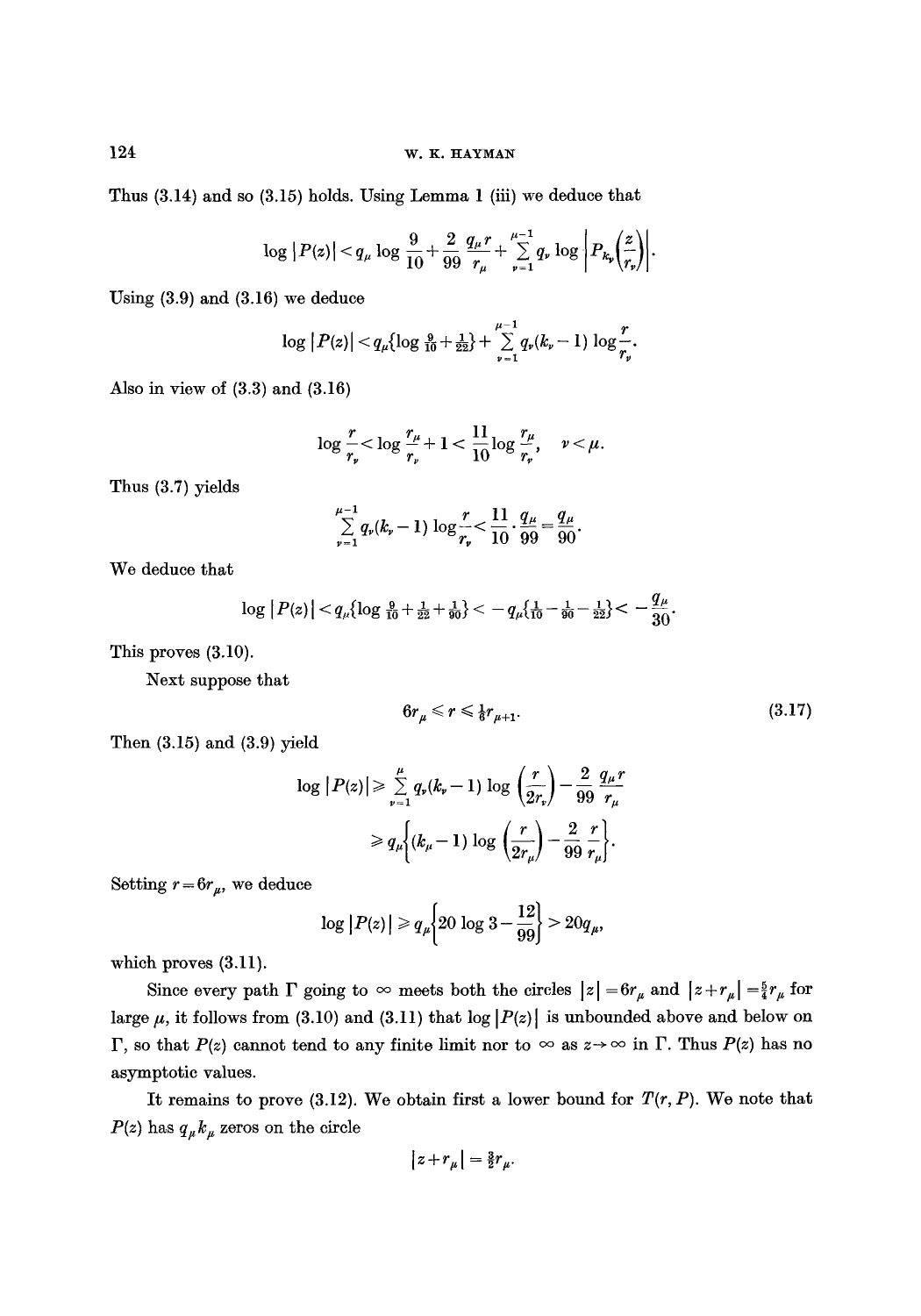Thus (3.14) and so (3.15) holds. Using Lemma 1 (iii) we deduce that

$$\log |P(z)| < q_\mu \log \frac{9}{10} + \frac{2}{99} \frac{q_\mu r}{r_\mu} + \sum_{\nu=1}^{\mu-1} q_\nu \log \left| P_{k_\nu}\left(\frac{z}{r_\nu}\right)\right|.$$

Using (3.9) and (3.16) we deduce

$$\log |P(z)| < q_\mu \{\log \tfrac{9}{10} + \tfrac{1}{22}\} + \sum_{\nu=1}^{\mu-1} q_\nu (k_\nu - 1) \log \frac{r}{r_\nu}.$$

Also in view of (3.3) and (3.16)

$$\log \frac{r}{r_\nu} < \log \frac{r_\mu}{r_\nu} + 1 < \frac{11}{10} \log \frac{r_\mu}{r_\nu}, \quad \nu < \mu.$$

Thus (3.7) yields

$$\sum_{\nu=1}^{\mu-1} q_\nu (k_\nu - 1) \log \frac{r}{r_\nu} < \frac{11}{10} \cdot \frac{q_\mu}{99} = \frac{q_\mu}{90}.$$

We deduce that

$$\log |P(z)| < q_\mu \{\log \tfrac{9}{10} + \tfrac{1}{22} + \tfrac{1}{90}\} < -q_\mu \{\tfrac{1}{10} - \tfrac{1}{90} - \tfrac{1}{22}\} < -\frac{q_\mu}{30}.$$

This proves (3.10).

Next suppose that

$$6r_\mu \leqslant r \leqslant \tfrac{1}{6} r_{\mu+1}. \tag{3.17}$$

Then (3.15) and (3.9) yield

$$\log |P(z)| \geqslant \sum_{\nu=1}^{\mu} q_\nu (k_\nu - 1) \log \left(\frac{r}{2r_\nu}\right) - \frac{2}{99} \frac{q_\mu r}{r_\mu}$$

$$\geqslant q_\mu \left\{ (k_\mu - 1) \log \left(\frac{r}{2r_\mu}\right) - \frac{2}{99} \frac{r}{r_\mu} \right\}.$$

Setting $r = 6r_\mu$, we deduce

$$\log |P(z)| \geqslant q_\mu \left\{ 20 \log 3 - \frac{12}{99} \right\} > 20 q_\mu,$$

which proves (3.11).

Since every path $\Gamma$ going to $\infty$ meets both the circles $|z| = 6r_\mu$ and $|z + r_\mu| = \frac{5}{4} r_\mu$ for large $\mu$, it follows from (3.10) and (3.11) that $\log |P(z)|$ is unbounded above and below on $\Gamma$, so that $P(z)$ cannot tend to any finite limit nor to $\infty$ as $z \to \infty$ in $\Gamma$. Thus $P(z)$ has no asymptotic values.

It remains to prove (3.12). We obtain first a lower bound for $T(r, P)$. We note that $P(z)$ has $q_\mu k_\mu$ zeros on the circle

$$|z + r_\mu| = \tfrac{3}{2} r_\mu.$$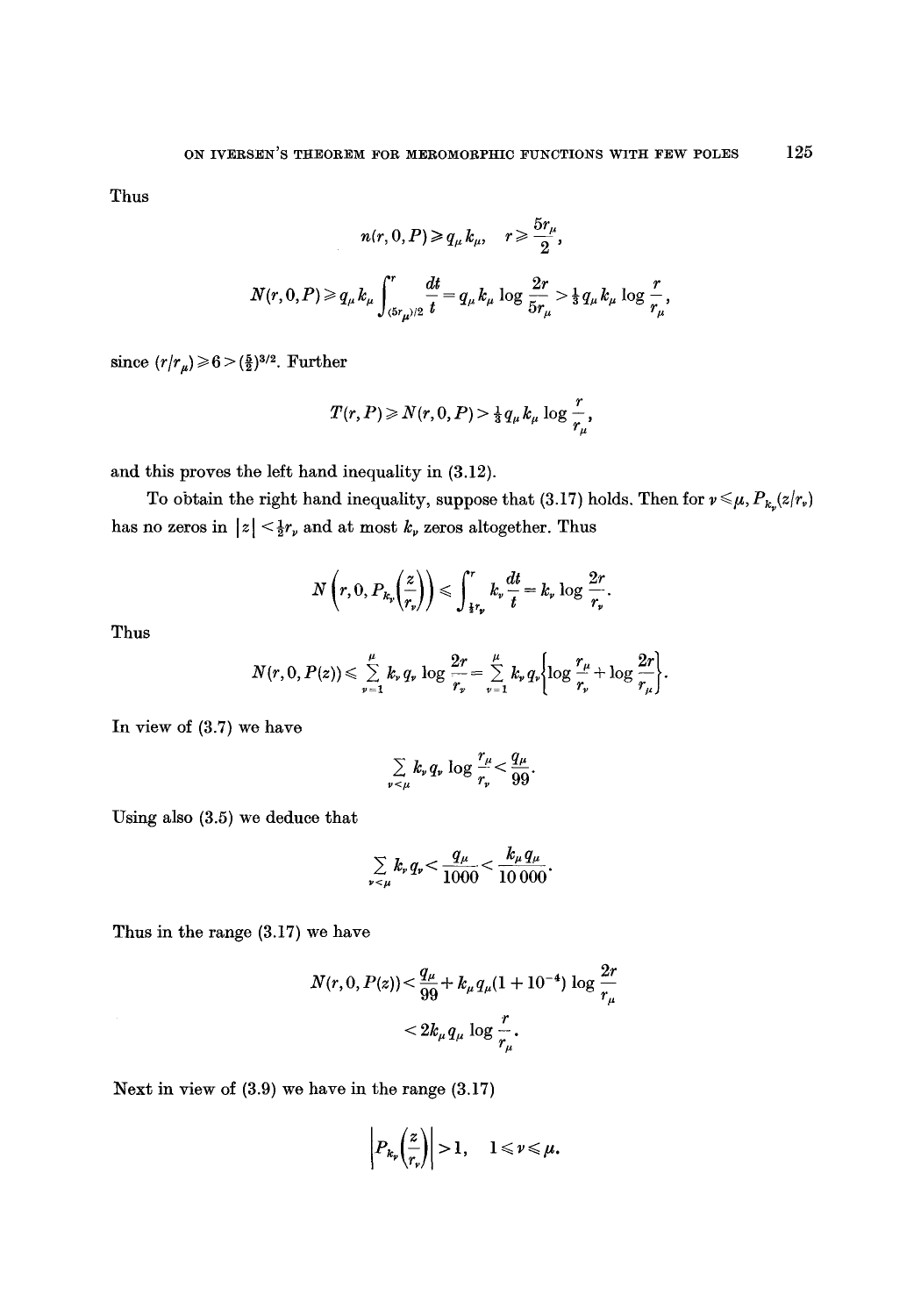Thus

$$n(r, 0, P) \geqslant q_\mu k_\mu, \quad r \geqslant \frac{5r_\mu}{2},$$

$$N(r, 0, P) \geqslant q_\mu k_\mu \int_{(5r_\mu)/2}^{r} \frac{dt}{t} = q_\mu k_\mu \log \frac{2r}{5r_\mu} > \tfrac{1}{3} q_\mu k_\mu \log \frac{r}{r_\mu},$$

since $(r/r_\mu) \geqslant 6 > (\frac{5}{2})^{3/2}$. Further

$$T(r, P) \geqslant N(r, 0, P) > \tfrac{1}{3} q_\mu k_\mu \log \frac{r}{r_\mu},$$

and this proves the left hand inequality in (3.12).

To obtain the right hand inequality, suppose that (3.17) holds. Then for $\nu \leqslant \mu$, $P_{k_\nu}(z/r_\nu)$ has no zeros in $|z| < \frac{1}{2} r_\nu$ and at most $k_\nu$ zeros altogether. Thus

$$N\left(r, 0, P_{k_\nu}\left(\frac{z}{r_\nu}\right)\right) \leqslant \int_{\frac{1}{2}r_\nu}^{r} k_\nu \frac{dt}{t} = k_\nu \log \frac{2r}{r_\nu}.$$

Thus

$$N(r, 0, P(z)) \leqslant \sum_{\nu=1}^{\mu} k_\nu q_\nu \log \frac{2r}{r_\nu} = \sum_{\nu=1}^{\mu} k_\nu q_\nu \left\{ \log \frac{r_\mu}{r_\nu} + \log \frac{2r}{r_\mu} \right\}.$$

In view of (3.7) we have

$$\sum_{\nu<\mu} k_\nu q_\nu \log \frac{r_\mu}{r_\nu} < \frac{q_\mu}{99}.$$

Using also (3.5) we deduce that

$$\sum_{\nu<\mu} k_\nu q_\nu < \frac{q_\mu}{1000} < \frac{k_\mu q_\mu}{10\,000}.$$

Thus in the range (3.17) we have

$$N(r, 0, P(z)) < \frac{q_\mu}{99} + k_\mu q_\mu (1 + 10^{-4}) \log \frac{2r}{r_\mu}$$

$$< 2k_\mu q_\mu \log \frac{r}{r_\mu}.$$

Next in view of (3.9) we have in the range (3.17)

$$\left| P_{k_\nu}\left(\frac{z}{r_\nu}\right) \right| > 1, \quad 1 \leqslant \nu \leqslant \mu.$$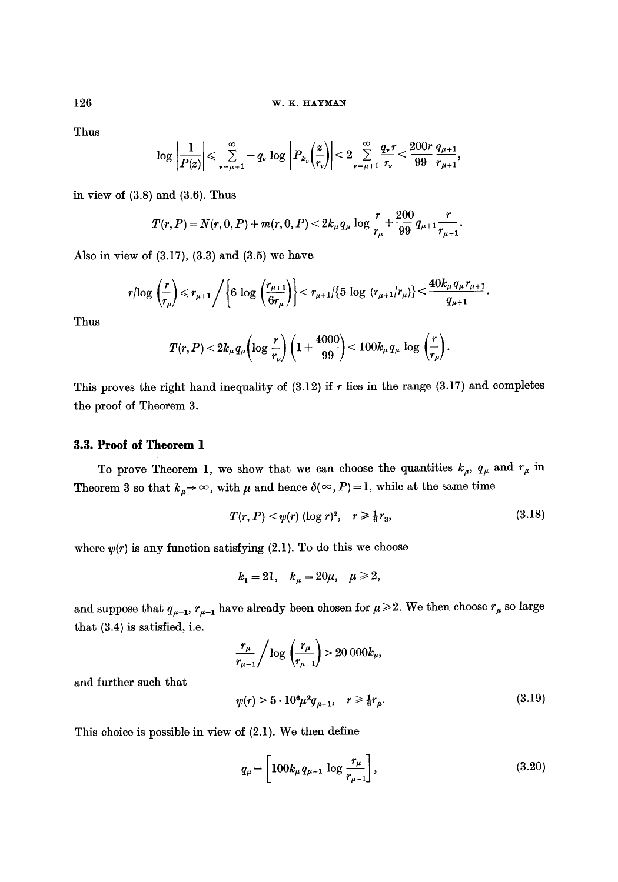Thus

$$\log\left|\frac{1}{P(z)}\right| \leqslant \sum_{\nu=\mu+1}^{\infty} -q_\nu \log\left|P_{k_\nu}\left(\frac{z}{r_\nu}\right)\right| < 2\sum_{\nu=\mu+1}^{\infty}\frac{q_\nu r}{r_\nu} < \frac{200r}{99}\frac{q_{\mu+1}}{r_{\mu+1}},$$

in view of (3.8) and (3.6). Thus

$$T(r,P) = N(r,0,P) + m(r,0,P) < 2k_\mu q_\mu \log\frac{r}{r_\mu} + \frac{200}{99}q_{\mu+1}\frac{r}{r_{\mu+1}}.$$

Also in view of (3.17), (3.3) and (3.5) we have

$$r/\log\left(\frac{r}{r_\mu}\right) \leqslant r_{\mu+1}\bigg/\left\{6\log\left(\frac{r_{\mu+1}}{6r_\mu}\right)\right\} < r_{\mu+1}/\{5\log(r_{\mu+1}/r_\mu)\} < \frac{40k_\mu q_\mu r_{\mu+1}}{q_{\mu+1}}.$$

Thus

$$T(r,P) < 2k_\mu q_\mu\left(\log\frac{r}{r_\mu}\right)\left(1+\frac{4000}{99}\right) < 100k_\mu q_\mu \log\left(\frac{r}{r_\mu}\right).$$

This proves the right hand inequality of (3.12) if $r$ lies in the range (3.17) and completes the proof of Theorem 3.

### 3.3. Proof of Theorem 1

To prove Theorem 1, we show that we can choose the quantities $k_\mu$, $q_\mu$ and $r_\mu$ in Theorem 3 so that $k_\mu \to \infty$, with $\mu$ and hence $\delta(\infty, P) = 1$, while at the same time

$$T(r,P) < \psi(r)(\log r)^2, \quad r \geqslant \tfrac{1}{6}r_3, \tag{3.18}$$

where $\psi(r)$ is any function satisfying (2.1). To do this we choose

$$k_1 = 21, \quad k_\mu = 20\mu, \quad \mu \geqslant 2,$$

and suppose that $q_{\mu-1}$, $r_{\mu-1}$ have already been chosen for $\mu \geqslant 2$. We then choose $r_\mu$ so large that (3.4) is satisfied, i.e.

$$\frac{r_\mu}{r_{\mu-1}}\bigg/\log\left(\frac{r_\mu}{r_{\mu-1}}\right) > 20\,000k_\mu,$$

and further such that

$$\psi(r) > 5\cdot 10^6\mu^2 q_{\mu-1}, \quad r \geqslant \tfrac{1}{6}r_\mu. \tag{3.19}$$

This choice is possible in view of (2.1). We then define

$$q_\mu = \left[100k_\mu q_{\mu-1}\log\frac{r_\mu}{r_{\mu-1}}\right], \tag{3.20}$$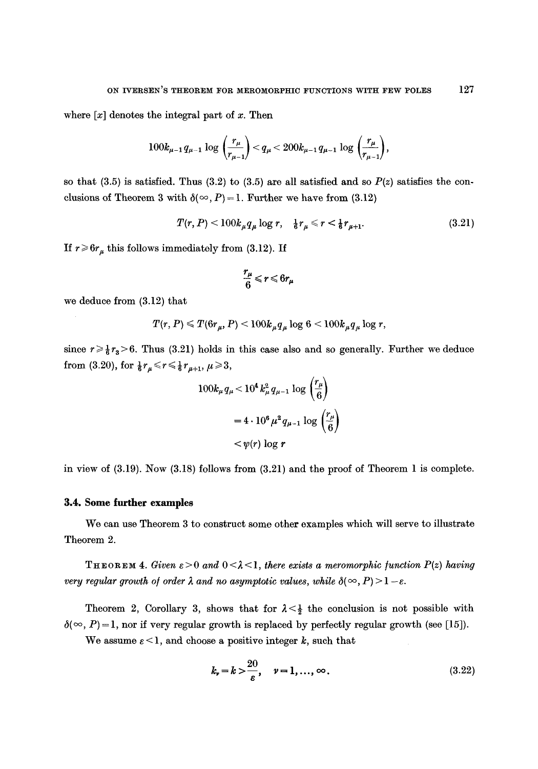where $[x]$ denotes the integral part of $x$. Then

$$100k_{\mu-1}q_{\mu-1}\log\left(\frac{r_\mu}{r_{\mu-1}}\right) < q_\mu < 200k_{\mu-1}q_{\mu-1}\log\left(\frac{r_\mu}{r_{\mu-1}}\right),$$

so that (3.5) is satisfied. Thus (3.2) to (3.5) are all satisfied and so $P(z)$ satisfies the conclusions of Theorem 3 with $\delta(\infty, P) = 1$. Further we have from (3.12)

$$T(r, P) < 100k_\mu q_\mu \log r, \quad \tfrac{1}{6}r_\mu \leqslant r < \tfrac{1}{6}r_{\mu+1}. \tag{3.21}$$

If $r \geqslant 6r_\mu$ this follows immediately from (3.12). If

$$\frac{r_\mu}{6} \leqslant r \leqslant 6r_\mu$$

we deduce from (3.12) that

$$T(r, P) \leqslant T(6r_\mu, P) < 100k_\mu q_\mu \log 6 < 100k_\mu q_\mu \log r,$$

since $r \geqslant \frac{1}{6}r_3 > 6$. Thus (3.21) holds in this case also and so generally. Further we deduce from (3.20), for $\frac{1}{6}r_\mu \leqslant r \leqslant \frac{1}{6}r_{\mu+1}$, $\mu \geqslant 3$,

$$\begin{aligned} 100k_\mu q_\mu &< 10^4 k_\mu^2 q_{\mu-1}\log\left(\frac{r_\mu}{6}\right) \\ &= 4 \cdot 10^6 \mu^2 q_{\mu-1}\log\left(\frac{r_\mu}{6}\right) \\ &< \psi(r)\log r \end{aligned}$$

in view of (3.19). Now (3.18) follows from (3.21) and the proof of Theorem 1 is complete.

### 3.4. Some further examples

We can use Theorem 3 to construct some other examples which will serve to illustrate Theorem 2.

THEOREM 4. *Given $\varepsilon > 0$ and $0 < \lambda < 1$, there exists a meromorphic function $P(z)$ having very regular growth of order $\lambda$ and no asymptotic values, while $\delta(\infty, P) > 1 - \varepsilon$.*

Theorem 2, Corollary 3, shows that for $\lambda < \frac{1}{2}$ the conclusion is not possible with $\delta(\infty, P) = 1$, nor if very regular growth is replaced by perfectly regular growth (see [15]).

We assume $\varepsilon < 1$, and choose a positive integer $k$, such that

$$k_\nu = k > \frac{20}{\varepsilon}, \quad \nu = 1, \ldots, \infty. \tag{3.22}$$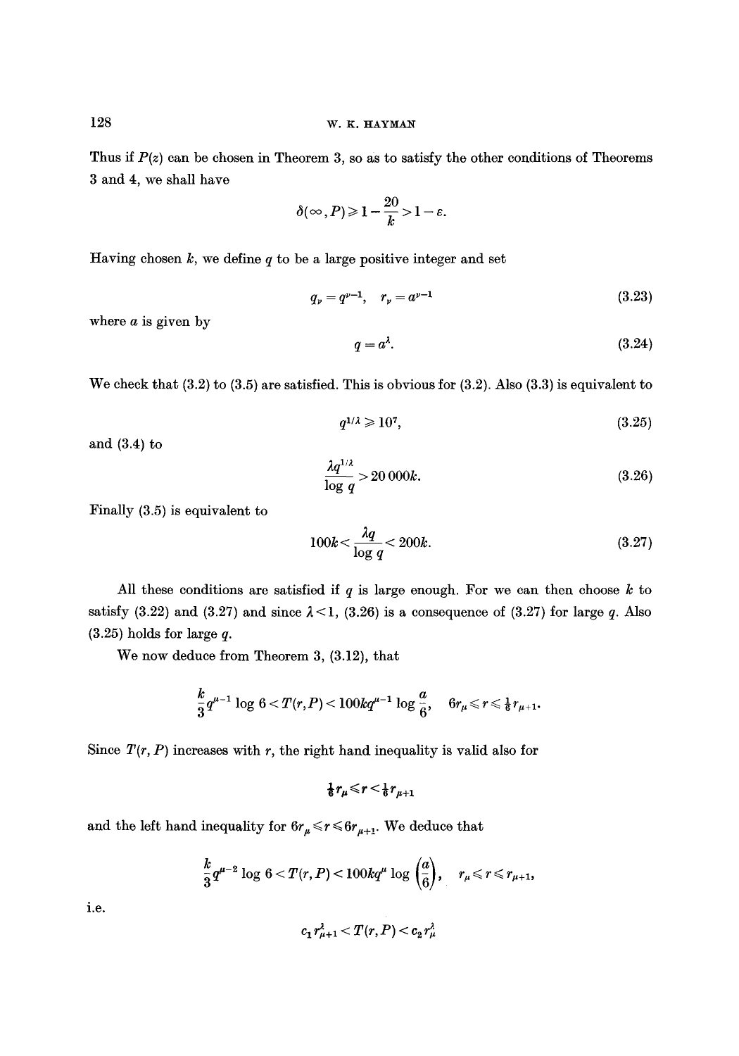Thus if $P(z)$ can be chosen in Theorem 3, so as to satisfy the other conditions of Theorems 3 and 4, we shall have

$$\delta(\infty, P) \geqslant 1 - \frac{20}{k} > 1 - \varepsilon.$$

Having chosen $k$, we define $q$ to be a large positive integer and set

$$q_\nu = q^{\nu-1}, \quad r_\nu = a^{\nu-1} \tag{3.23}$$

where $a$ is given by

$$q = a^\lambda. \tag{3.24}$$

We check that (3.2) to (3.5) are satisfied. This is obvious for (3.2). Also (3.3) is equivalent to

$$q^{1/\lambda} \geqslant 10^7, \tag{3.25}$$

and (3.4) to

$$\frac{\lambda q^{1/\lambda}}{\log q} > 20\,000k. \tag{3.26}$$

Finally (3.5) is equivalent to

$$100k < \frac{\lambda q}{\log q} < 200k. \tag{3.27}$$

All these conditions are satisfied if $q$ is large enough. For we can then choose $k$ to satisfy (3.22) and (3.27) and since $\lambda < 1$, (3.26) is a consequence of (3.27) for large $q$. Also (3.25) holds for large $q$.

We now deduce from Theorem 3, (3.12), that

$$\frac{k}{3} q^{\mu-1} \log 6 < T(r, P) < 100kq^{\mu-1} \log \frac{a}{6}, \quad 6r_\mu \leqslant r \leqslant \tfrac{1}{6} r_{\mu+1}.$$

Since $T(r, P)$ increases with $r$, the right hand inequality is valid also for

$$\tfrac{1}{6} r_\mu \leqslant r < \tfrac{1}{6} r_{\mu+1}$$

and the left hand inequality for $6r_\mu \leqslant r \leqslant 6r_{\mu+1}$. We deduce that

$$\frac{k}{3} q^{\mu-2} \log 6 < T(r, P) < 100kq^\mu \log \left(\frac{a}{6}\right), \quad r_\mu \leqslant r \leqslant r_{\mu+1},$$

i.e.

$$c_1 r_{\mu+1}^\lambda < T(r, P) < c_2 r_\mu^\lambda$$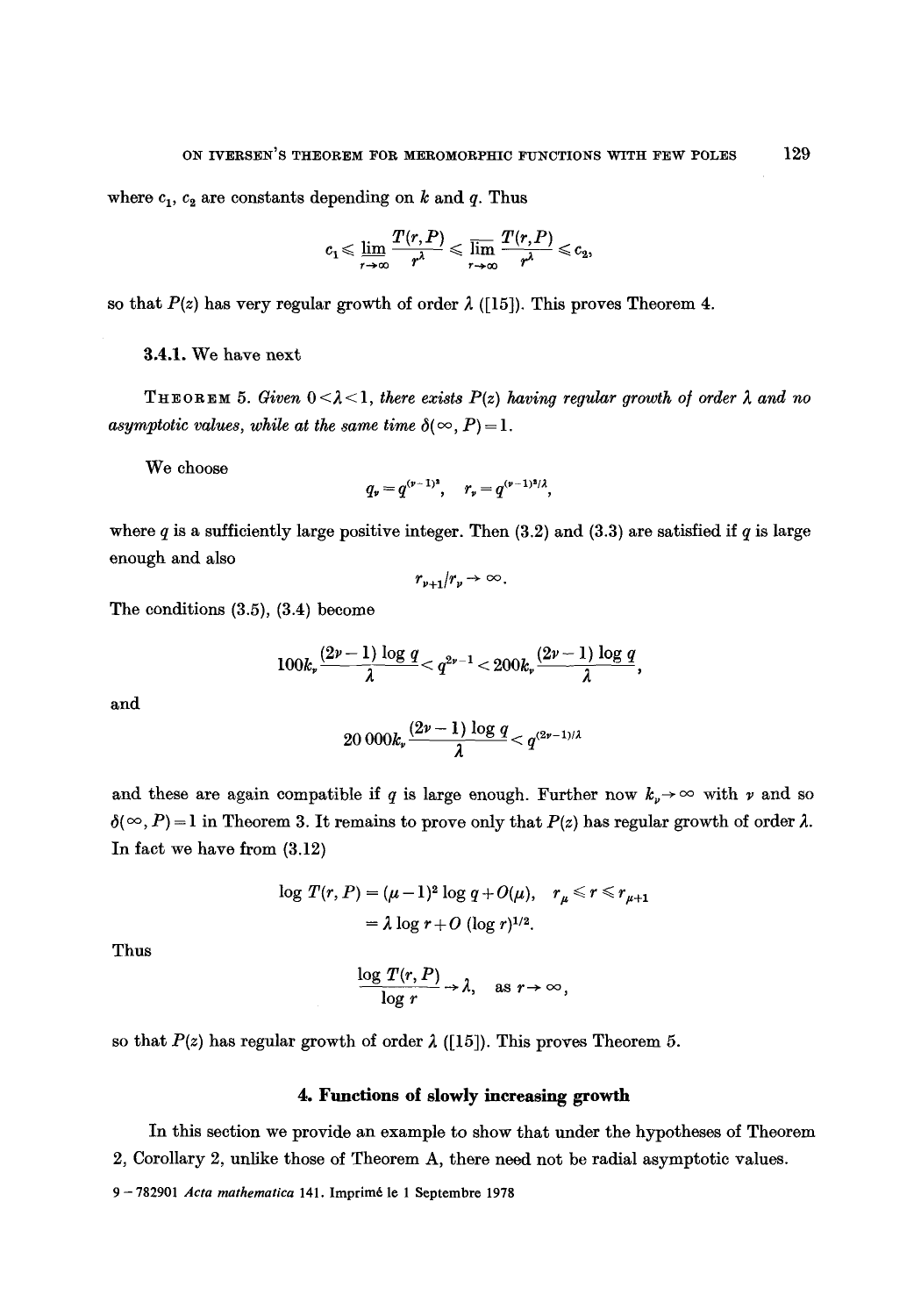where $c_1$, $c_2$ are constants depending on $k$ and $q$. Thus

$$c_1 \leqslant \varliminf_{r\to\infty} \frac{T(r,P)}{r^\lambda} \leqslant \varlimsup_{r\to\infty} \frac{T(r,P)}{r^\lambda} \leqslant c_2,$$

so that $P(z)$ has very regular growth of order $\lambda$ ([15]). This proves Theorem 4.

**3.4.1.** We have next

THEOREM 5. *Given $0<\lambda<1$, there exists $P(z)$ having regular growth of order $\lambda$ and no asymptotic values, while at the same time $\delta(\infty, P)=1$.*

We choose

$$q_\nu = q^{(\nu-1)^2}, \quad r_\nu = q^{(\nu-1)^2/\lambda},$$

where $q$ is a sufficiently large positive integer. Then (3.2) and (3.3) are satisfied if $q$ is large enough and also

$$r_{\nu+1}/r_\nu \to \infty.$$

The conditions (3.5), (3.4) become

$$100k_\nu \frac{(2\nu-1)\log q}{\lambda} < q^{2\nu-1} < 200k_\nu \frac{(2\nu-1)\log q}{\lambda},$$

and

$$20\,000k_\nu \frac{(2\nu-1)\log q}{\lambda} < q^{(2\nu-1)/\lambda}$$

and these are again compatible if $q$ is large enough. Further now $k_\nu \to \infty$ with $\nu$ and so $\delta(\infty, P)=1$ in Theorem 3. It remains to prove only that $P(z)$ has regular growth of order $\lambda$. In fact we have from (3.12)

$$\begin{aligned} \log T(r,P) &= (\mu-1)^2 \log q + O(\mu), \quad r_\mu \leqslant r \leqslant r_{\mu+1} \\ &= \lambda \log r + O\,(\log r)^{1/2}. \end{aligned}$$

Thus

$$\frac{\log T(r,P)}{\log r} \to \lambda, \quad \text{as } r\to\infty,$$

so that $P(z)$ has regular growth of order $\lambda$ ([15]). This proves Theorem 5.

## 4. Functions of slowly increasing growth

In this section we provide an example to show that under the hypotheses of Theorem 2, Corollary 2, unlike those of Theorem A, there need not be radial asymptotic values.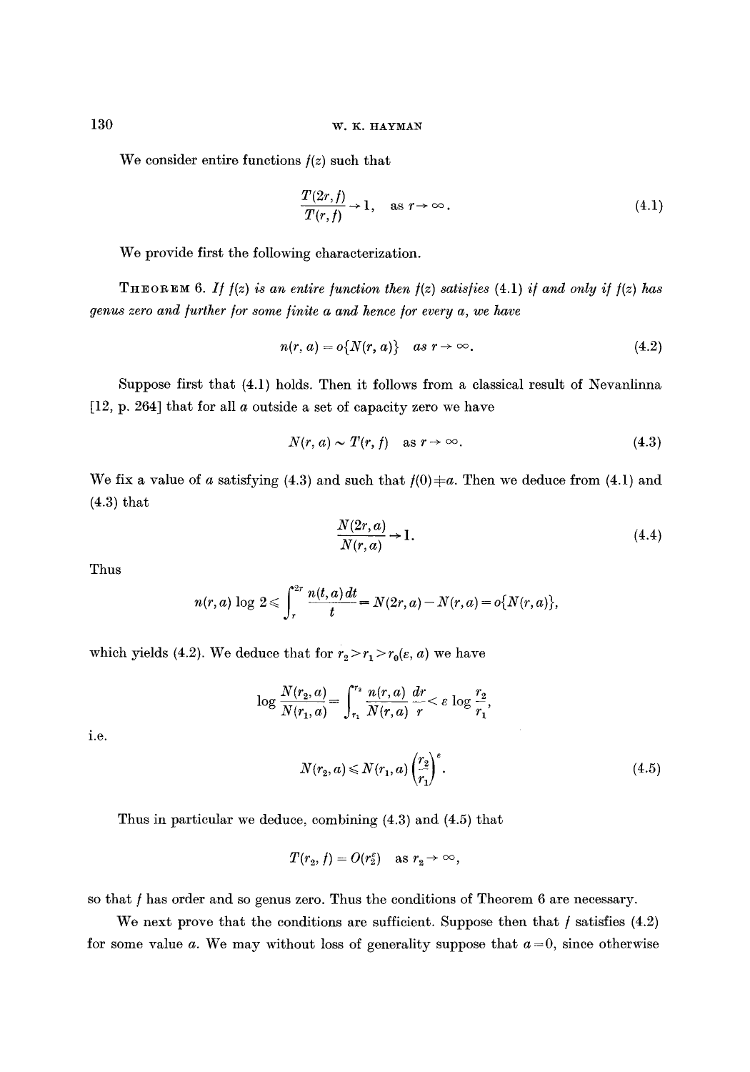We consider entire functions $f(z)$ such that

$$\frac{T(2r,f)}{T(r,f)} \to 1, \quad \text{as } r \to \infty. \tag{4.1}$$

We provide first the following characterization.

**Theorem 6.** *If $f(z)$ is an entire function then $f(z)$ satisfies (4.1) if and only if $f(z)$ has genus zero and further for some finite $a$ and hence for every $a$, we have*

$$n(r,a) = o\{N(r,a)\} \quad \text{as } r \to \infty. \tag{4.2}$$

Suppose first that (4.1) holds. Then it follows from a classical result of Nevanlinna [12, p. 264] that for all $a$ outside a set of capacity zero we have

$$N(r,a) \sim T(r,f) \quad \text{as } r \to \infty. \tag{4.3}$$

We fix a value of $a$ satisfying (4.3) and such that $f(0) \neq a$. Then we deduce from (4.1) and (4.3) that

$$\frac{N(2r,a)}{N(r,a)} \to 1. \tag{4.4}$$

Thus

$$n(r,a)\log 2 \leqslant \int_r^{2r} \frac{n(t,a)\,dt}{t} = N(2r,a) - N(r,a) = o\{N(r,a)\},$$

which yields (4.2). We deduce that for $r_2 > r_1 > r_0(\varepsilon, a)$ we have

$$\log \frac{N(r_2,a)}{N(r_1,a)} = \int_{r_1}^{r_2} \frac{n(r,a)}{N(r,a)} \frac{dr}{r} < \varepsilon \log \frac{r_2}{r_1},$$

i.e.

$$N(r_2,a) \leqslant N(r_1,a)\left(\frac{r_2}{r_1}\right)^{\varepsilon}. \tag{4.5}$$

Thus in particular we deduce, combining (4.3) and (4.5) that

$$T(r_2,f) = O(r_2^{\varepsilon}) \quad \text{as } r_2 \to \infty,$$

so that $f$ has order and so genus zero. Thus the conditions of Theorem 6 are necessary.

We next prove that the conditions are sufficient. Suppose then that $f$ satisfies (4.2) for some value $a$. We may without loss of generality suppose that $a = 0$, since otherwise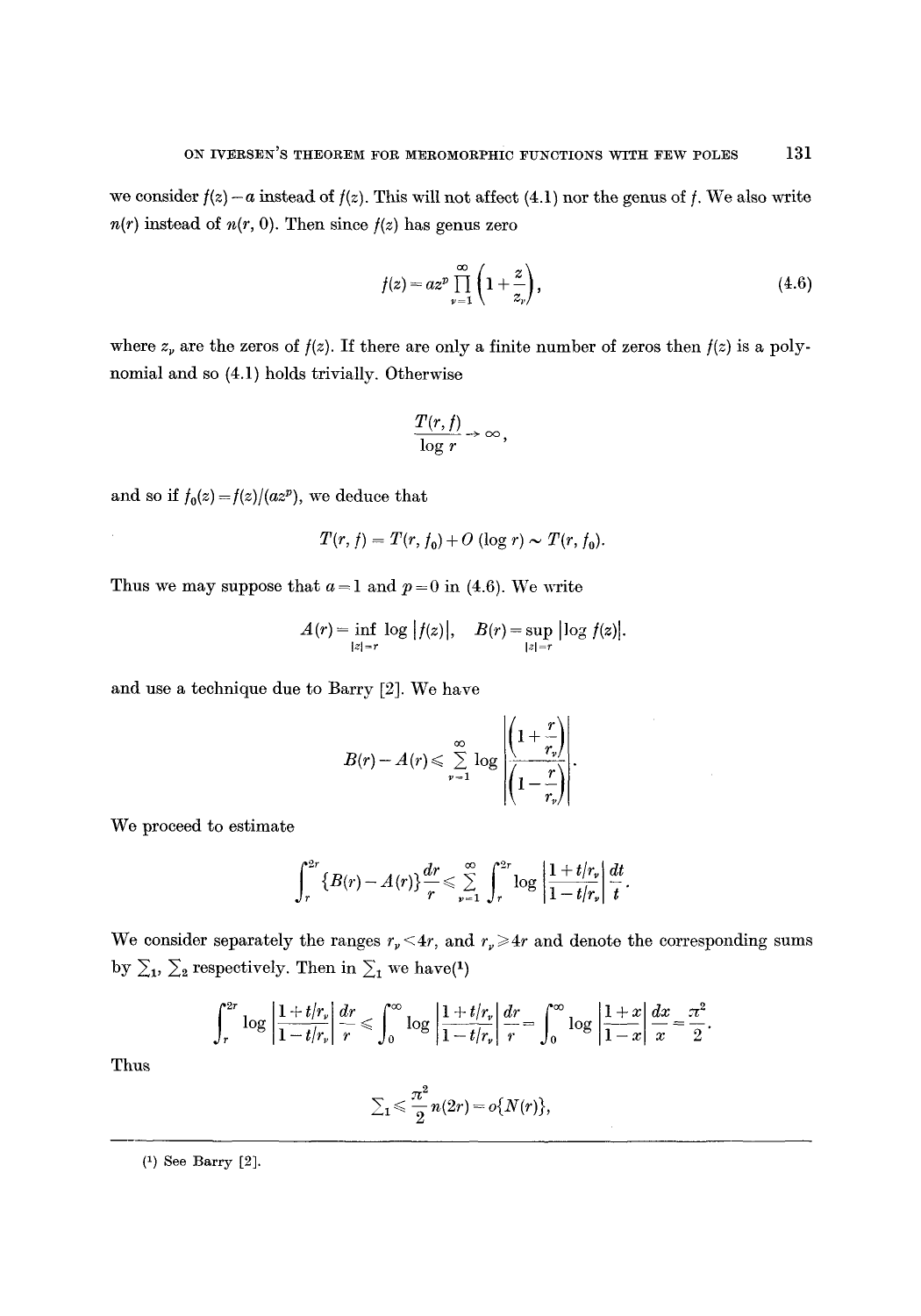we consider $f(z)-a$ instead of $f(z)$. This will not affect (4.1) nor the genus of $f$. We also write $n(r)$ instead of $n(r, 0)$. Then since $f(z)$ has genus zero

$$f(z) = az^p \prod_{\nu=1}^{\infty} \left(1 + \frac{z}{z_\nu}\right), \tag{4.6}$$

where $z_\nu$ are the zeros of $f(z)$. If there are only a finite number of zeros then $f(z)$ is a polynomial and so (4.1) holds trivially. Otherwise

$$\frac{T(r, f)}{\log r} \to \infty,$$

and so if $f_0(z) = f(z)/(az^p)$, we deduce that

$$T(r, f) = T(r, f_0) + O(\log r) \sim T(r, f_0).$$

Thus we may suppose that $a = 1$ and $p = 0$ in (4.6). We write

$$A(r) = \inf_{|z|=r} \log |f(z)|, \quad B(r) = \sup_{|z|=r} |\log f(z)|.$$

and use a technique due to Barry [2]. We have

$$B(r) - A(r) \leqslant \sum_{\nu=1}^{\infty} \log \left| \frac{\left(1 + \frac{r}{r_\nu}\right)}{\left(1 - \frac{r}{r_\nu}\right)} \right|.$$

We proceed to estimate

$$\int_r^{2r} \{B(r) - A(r)\} \frac{dr}{r} \leqslant \sum_{\nu=1}^{\infty} \int_r^{2r} \log \left| \frac{1 + t/r_\nu}{1 - t/r_\nu} \right| \frac{dt}{t}.$$

We consider separately the ranges $r_\nu < 4r$, and $r_\nu \geqslant 4r$ and denote the corresponding sums by $\sum_1$, $\sum_2$ respectively. Then in $\sum_1$ we have[1]

$$\int_r^{2r} \log \left| \frac{1 + t/r_\nu}{1 - t/r_\nu} \right| \frac{dr}{r} \leqslant \int_0^{\infty} \log \left| \frac{1 + t/r_\nu}{1 - t/r_\nu} \right| \frac{dr}{r} = \int_0^{\infty} \log \left| \frac{1+x}{1-x} \right| \frac{dx}{x} = \frac{\pi^2}{2}.$$

Thus

$$\sum\nolimits_1 \leqslant \frac{\pi^2}{2} n(2r) = o\{N(r)\},$$

[1] See Barry [2].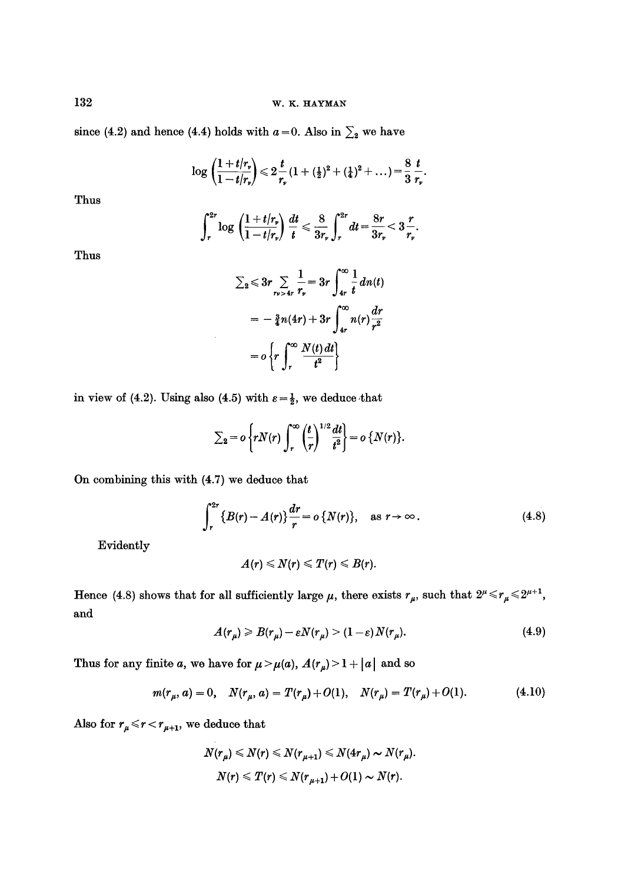since (4.2) and hence (4.4) holds with $a=0$. Also in $\sum_2$ we have

$$\log\left(\frac{1+t/r_\nu}{1-t/r_\nu}\right) \leqslant 2\frac{t}{r_\nu}(1+(\tfrac{1}{2})^2+(\tfrac{1}{4})^2+\dots) = \frac{8}{3}\frac{t}{r_\nu}.$$

Thus

$$\int_r^{2r} \log\left(\frac{1+t/r_\nu}{1-t/r_\nu}\right)\frac{dt}{t} \leqslant \frac{8}{3r_\nu}\int_r^{2r} dt = \frac{8r}{3r_\nu} < 3\frac{r}{r_\nu}.$$

Thus

$$\begin{aligned}
\textstyle\sum_2 &\leqslant 3r \sum_{r_\nu > 4r} \frac{1}{r_\nu} = 3r\int_{4r}^{\infty} \frac{1}{t}\,dn(t) \\
&= -\tfrac{3}{4}n(4r) + 3r\int_{4r}^{\infty} n(r)\frac{dr}{r^2} \\
&= o\left\{r\int_r^{\infty}\frac{N(t)\,dt}{t^2}\right\}
\end{aligned}$$

in view of (4.2). Using also (4.5) with $\varepsilon = \frac{1}{2}$, we deduce that

$$\textstyle\sum_2 = o\left\{rN(r)\int_r^{\infty}\left(\frac{t}{r}\right)^{1/2}\frac{dt}{t^2}\right\} = o\{N(r)\}.$$

On combining this with (4.7) we deduce that

$$\int_r^{2r}\{B(r)-A(r)\}\frac{dr}{r} = o\{N(r)\}, \quad \text{as } r\to\infty. \tag{4.8}$$

Evidently

$$A(r) \leqslant N(r) \leqslant T(r) \leqslant B(r).$$

Hence (4.8) shows that for all sufficiently large $\mu$, there exists $r_\mu$, such that $2^\mu \leqslant r_\mu \leqslant 2^{\mu+1}$, and

$$A(r_\mu) \geqslant B(r_\mu) - \varepsilon N(r_\mu) > (1-\varepsilon)N(r_\mu). \tag{4.9}$$

Thus for any finite $a$, we have for $\mu > \mu(a)$, $A(r_\mu) > 1 + |a|$ and so

$$m(r_\mu, a) = 0, \quad N(r_\mu, a) = T(r_\mu) + O(1), \quad N(r_\mu) = T(r_\mu) + O(1). \tag{4.10}$$

Also for $r_\mu \leqslant r < r_{\mu+1}$, we deduce that

$$N(r_\mu) \leqslant N(r) \leqslant N(r_{\mu+1}) \leqslant N(4r_\mu) \sim N(r_\mu).$$

$$N(r) \leqslant T(r) \leqslant N(r_{\mu+1}) + O(1) \sim N(r).$$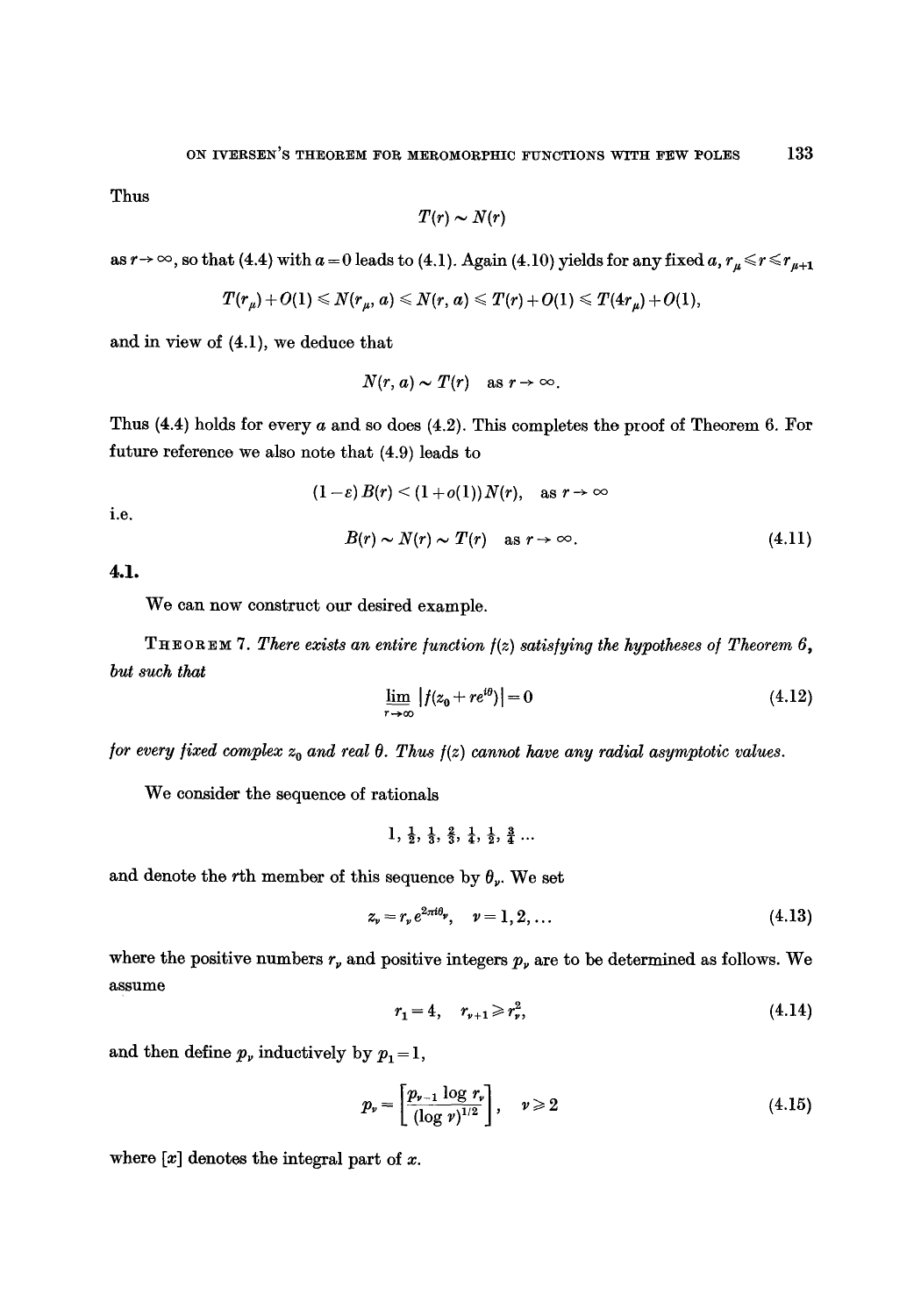Thus

$$T(r) \sim N(r)$$

as $r \to \infty$, so that (4.4) with $a = 0$ leads to (4.1). Again (4.10) yields for any fixed $a$, $r_\mu \leqslant r \leqslant r_{\mu+1}$

$$T(r_\mu) + O(1) \leqslant N(r_\mu, a) \leqslant N(r, a) \leqslant T(r) + O(1) \leqslant T(4r_\mu) + O(1),$$

and in view of (4.1), we deduce that

$$N(r, a) \sim T(r) \quad \text{as } r \to \infty.$$

Thus (4.4) holds for every $a$ and so does (4.2). This completes the proof of Theorem 6. For future reference we also note that (4.9) leads to

$$(1 - \varepsilon) B(r) < (1 + o(1)) N(r), \quad \text{as } r \to \infty$$

i.e.

$$B(r) \sim N(r) \sim T(r) \quad \text{as } r \to \infty. \tag{4.11}$$

### 4.1.

We can now construct our desired example.

**Theorem 7.** *There exists an entire function $f(z)$ satisfying the hypotheses of Theorem 6, but such that*

$$\varliminf_{r \to \infty} |f(z_0 + re^{i\theta})| = 0 \tag{4.12}$$

*for every fixed complex $z_0$ and real $\theta$. Thus $f(z)$ cannot have any radial asymptotic values.*

We consider the sequence of rationals

$$1, \tfrac{1}{2}, \tfrac{1}{3}, \tfrac{2}{3}, \tfrac{1}{4}, \tfrac{1}{2}, \tfrac{3}{4} \ldots$$

and denote the $\nu$th member of this sequence by $\theta_\nu$. We set

$$z_\nu = r_\nu e^{2\pi i \theta_\nu}, \quad \nu = 1, 2, \ldots \tag{4.13}$$

where the positive numbers $r_\nu$ and positive integers $p_\nu$ are to be determined as follows. We assume

$$r_1 = 4, \quad r_{\nu+1} \geqslant r_\nu^2, \tag{4.14}$$

and then define $p_\nu$ inductively by $p_1 = 1$,

$$p_\nu = \left[\frac{p_{\nu-1} \log r_\nu}{(\log \nu)^{1/2}}\right], \quad \nu \geqslant 2 \tag{4.15}$$

where $[x]$ denotes the integral part of $x$.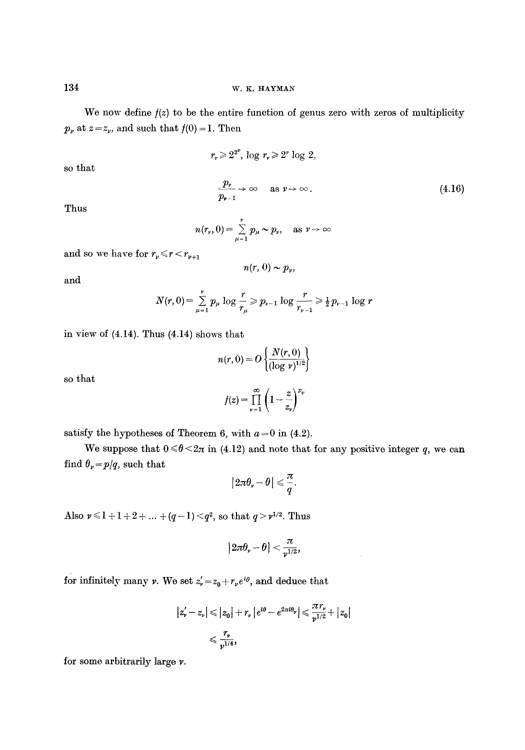We now define $f(z)$ to be the entire function of genus zero with zeros of multiplicity $p_\nu$ at $z = z_\nu$, and such that $f(0) = 1$. Then

$$r_\nu \geqslant 2^{2^\nu}, \; \log r_\nu \geqslant 2^\nu \log 2,$$

so that

$$\frac{p_\nu}{p_{\nu-1}} \to \infty \quad \text{as } \nu \to \infty. \tag{4.16}$$

Thus

$$n(r_\nu, 0) = \sum_{\mu=1}^{\nu} p_\mu \sim p_\nu, \quad \text{as } \nu \to \infty$$

and so we have for $r_\nu \leqslant r < r_{\nu+1}$

$$n(r, 0) \sim p_\nu,$$

and

$$N(r, 0) = \sum_{\mu=1}^{\nu} p_\mu \log \frac{r}{r_\mu} \geqslant p_{\nu-1} \log \frac{r}{r_{\nu-1}} \geqslant \tfrac{1}{2} p_{\nu-1} \log r$$

in view of (4.14). Thus (4.14) shows that

$$n(r, 0) = O\left\{\frac{N(r, 0)}{(\log \nu)^{1/2}}\right\}$$

so that

$$f(z) = \prod_{\nu=1}^{\infty} \left(1 - \frac{z}{z_\nu}\right)^{p_\nu}$$

satisfy the hypotheses of Theorem 6, with $a = 0$ in (4.2).

We suppose that $0 \leqslant \theta < 2\pi$ in (4.12) and note that for any positive integer $q$, we can find $\theta_\nu = p/q$, such that

$$|2\pi\theta_\nu - \theta| \leqslant \frac{\pi}{q}.$$

Also $\nu \leqslant 1 + 1 + 2 + \ldots + (q-1) < q^2$, so that $q > \nu^{1/2}$. Thus

$$|2\pi\theta_\nu - \theta| < \frac{\pi}{\nu^{1/2}},$$

for infinitely many $\nu$. We set $z_\nu' = z_0 + r_\nu e^{i\theta}$, and deduce that

$$|z_\nu' - z_\nu| \leqslant |z_0| + r_\nu |e^{i\theta} - e^{2\pi i \theta_\nu}| \leqslant \frac{\pi r_\nu}{\nu^{1/2}} + |z_0|$$

$$\leqslant \frac{r_\nu}{\nu^{1/4}},$$

for some arbitrarily large $\nu$.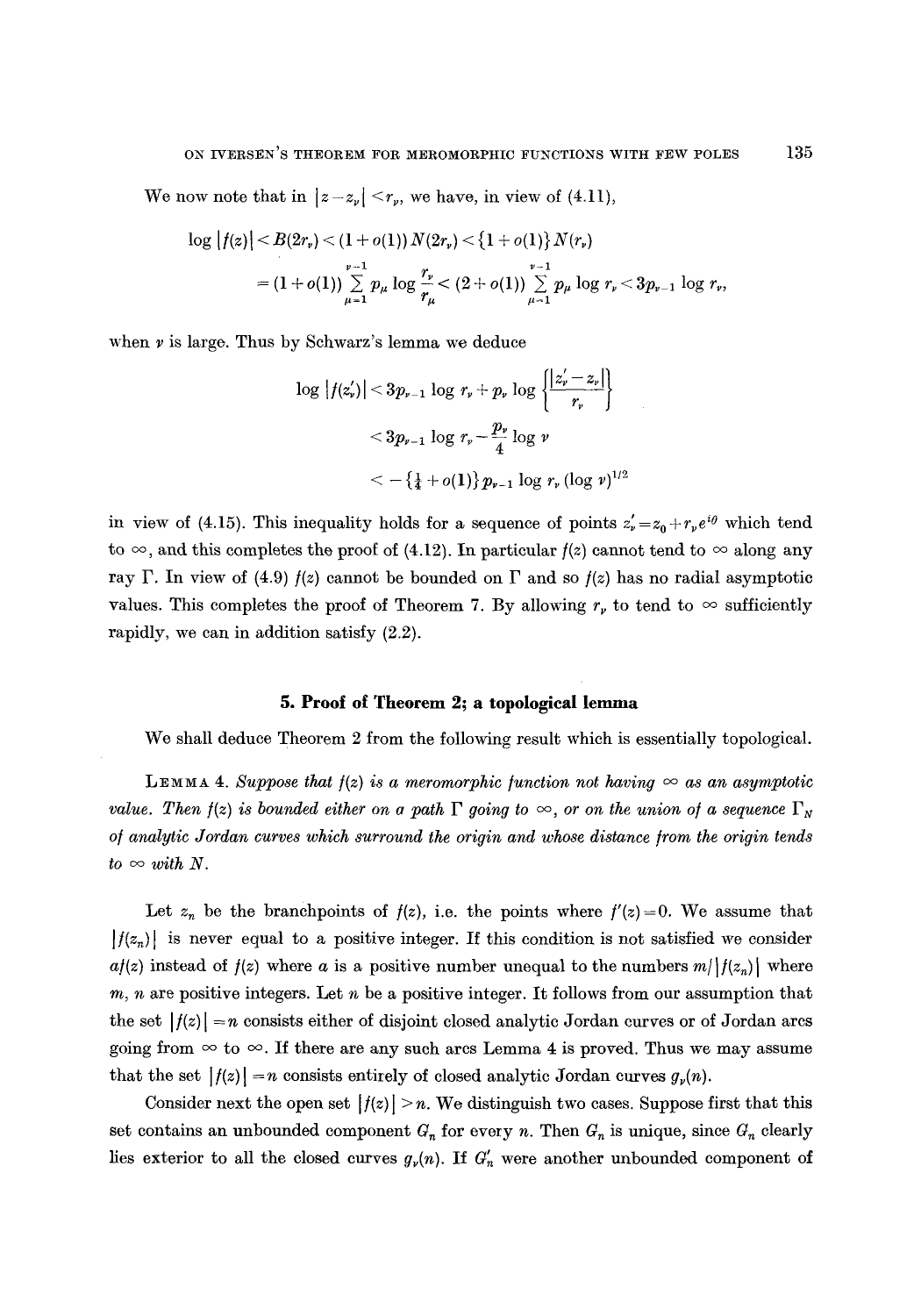We now note that in $|z - z_\nu| < r_\nu$, we have, in view of (4.11),

$$\log |f(z)| < B(2r_\nu) < (1 + o(1)) N(2r_\nu) < \{1 + o(1)\} N(r_\nu)$$

$$= (1 + o(1)) \sum_{\mu=1}^{\nu-1} p_\mu \log \frac{r_\nu}{r_\mu} < (2 + o(1)) \sum_{\mu=1}^{\nu-1} p_\mu \log r_\nu < 3p_{\nu-1} \log r_\nu,$$

when $\nu$ is large. Thus by Schwarz's lemma we deduce

$$\log |f(z'_\nu)| < 3p_{\nu-1} \log r_\nu + p_\nu \log \left\{ \frac{|z'_\nu - z_\nu|}{r_\nu} \right\}$$

$$< 3p_{\nu-1} \log r_\nu - \frac{p_\nu}{4} \log \nu$$

$$< -\{\tfrac{1}{4} + o(1)\} p_{\nu-1} \log r_\nu (\log \nu)^{1/2}$$

in view of (4.15). This inequality holds for a sequence of points $z'_\nu = z_0 + r_\nu e^{i\theta}$ which tend to $\infty$, and this completes the proof of (4.12). In particular $f(z)$ cannot tend to $\infty$ along any ray $\Gamma$. In view of (4.9) $f(z)$ cannot be bounded on $\Gamma$ and so $f(z)$ has no radial asymptotic values. This completes the proof of Theorem 7. By allowing $r_\nu$ to tend to $\infty$ sufficiently rapidly, we can in addition satisfy (2.2).

## 5. Proof of Theorem 2; a topological lemma

We shall deduce Theorem 2 from the following result which is essentially topological.

LEMMA 4. *Suppose that $f(z)$ is a meromorphic function not having $\infty$ as an asymptotic value. Then $f(z)$ is bounded either on a path $\Gamma$ going to $\infty$, or on the union of a sequence $\Gamma_N$ of analytic Jordan curves which surround the origin and whose distance from the origin tends to $\infty$ with $N$.*

Let $z_n$ be the branchpoints of $f(z)$, i.e. the points where $f'(z) = 0$. We assume that $|f(z_n)|$ is never equal to a positive integer. If this condition is not satisfied we consider $af(z)$ instead of $f(z)$ where $a$ is a positive number unequal to the numbers $m/|f(z_n)|$ where $m$, $n$ are positive integers. Let $n$ be a positive integer. It follows from our assumption that the set $|f(z)| = n$ consists either of disjoint closed analytic Jordan curves or of Jordan arcs going from $\infty$ to $\infty$. If there are any such arcs Lemma 4 is proved. Thus we may assume that the set $|f(z)| = n$ consists entirely of closed analytic Jordan curves $g_\nu(n)$.

Consider next the open set $|f(z)| > n$. We distinguish two cases. Suppose first that this set contains an unbounded component $G_n$ for every $n$. Then $G_n$ is unique, since $G_n$ clearly lies exterior to all the closed curves $g_\nu(n)$. If $G'_n$ were another unbounded component of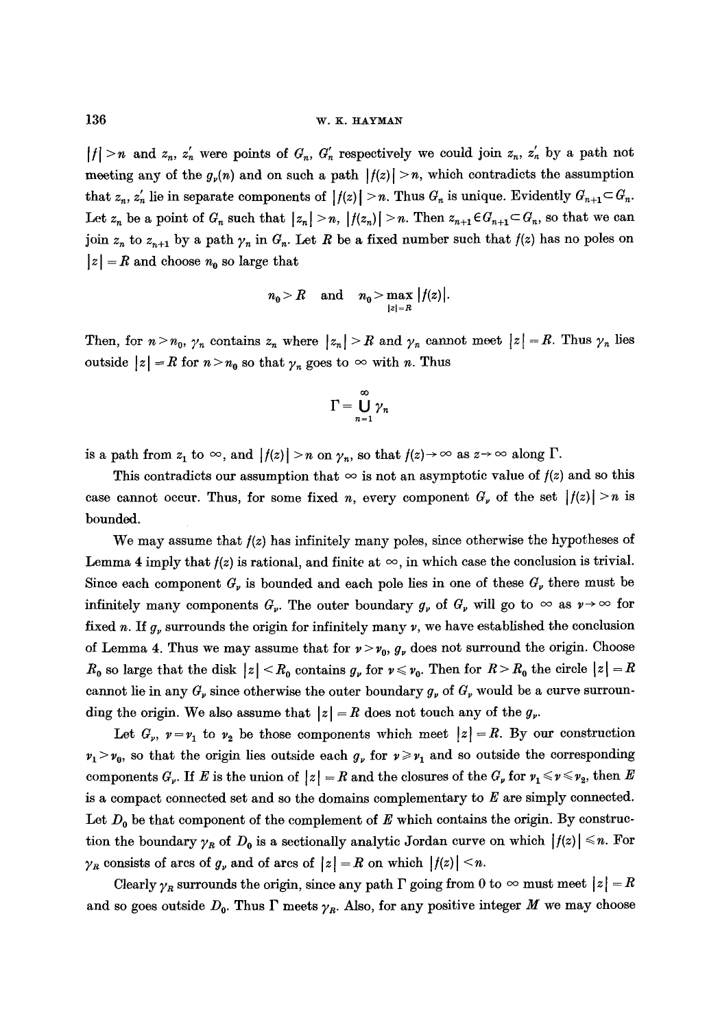$|f| > n$ and $z_n$, $z'_n$ were points of $G_n$, $G'_n$ respectively we could join $z_n$, $z'_n$ by a path not meeting any of the $g_\nu(n)$ and on such a path $|f(z)| > n$, which contradicts the assumption that $z_n$, $z'_n$ lie in separate components of $|f(z)| > n$. Thus $G_n$ is unique. Evidently $G_{n+1} \subset G_n$. Let $z_n$ be a point of $G_n$ such that $|z_n| > n$, $|f(z_n)| > n$. Then $z_{n+1} \in G_{n+1} \subset G_n$, so that we can join $z_n$ to $z_{n+1}$ by a path $\gamma_n$ in $G_n$. Let $R$ be a fixed number such that $f(z)$ has no poles on $|z| = R$ and choose $n_0$ so large that

$$n_0 > R \quad \text{and} \quad n_0 > \max_{|z|=R} |f(z)|.$$

Then, for $n > n_0$, $\gamma_n$ contains $z_n$ where $|z_n| > R$ and $\gamma_n$ cannot meet $|z| = R$. Thus $\gamma_n$ lies outside $|z| = R$ for $n > n_0$ so that $\gamma_n$ goes to $\infty$ with $n$. Thus

$$\Gamma = \bigcup_{n=1}^{\infty} \gamma_n$$

is a path from $z_1$ to $\infty$, and $|f(z)| > n$ on $\gamma_n$, so that $f(z) \to \infty$ as $z \to \infty$ along $\Gamma$.

This contradicts our assumption that $\infty$ is not an asymptotic value of $f(z)$ and so this case cannot occur. Thus, for some fixed $n$, every component $G_\nu$ of the set $|f(z)| > n$ is bounded.

We may assume that $f(z)$ has infinitely many poles, since otherwise the hypotheses of Lemma 4 imply that $f(z)$ is rational, and finite at $\infty$, in which case the conclusion is trivial. Since each component $G_\nu$ is bounded and each pole lies in one of these $G_\nu$ there must be infinitely many components $G_\nu$. The outer boundary $g_\nu$ of $G_\nu$ will go to $\infty$ as $\nu \to \infty$ for fixed $n$. If $g_\nu$ surrounds the origin for infinitely many $\nu$, we have established the conclusion of Lemma 4. Thus we may assume that for $\nu > \nu_0$, $g_\nu$ does not surround the origin. Choose $R_0$ so large that the disk $|z| < R_0$ contains $g_\nu$ for $\nu \leqslant \nu_0$. Then for $R > R_0$ the circle $|z| = R$ cannot lie in any $G_\nu$ since otherwise the outer boundary $g_\nu$ of $G_\nu$ would be a curve surrounding the origin. We also assume that $|z| = R$ does not touch any of the $g_\nu$.

Let $G_\nu$, $\nu = \nu_1$ to $\nu_2$ be those components which meet $|z| = R$. By our construction $\nu_1 > \nu_0$, so that the origin lies outside each $g_\nu$ for $\nu \geqslant \nu_1$ and so outside the corresponding components $G_\nu$. If $E$ is the union of $|z| = R$ and the closures of the $G_\nu$ for $\nu_1 \leqslant \nu \leqslant \nu_2$, then $E$ is a compact connected set and so the domains complementary to $E$ are simply connected. Let $D_0$ be that component of the complement of $E$ which contains the origin. By construction the boundary $\gamma_R$ of $D_0$ is a sectionally analytic Jordan curve on which $|f(z)| \leqslant n$. For $\gamma_R$ consists of arcs of $g_\nu$ and of arcs of $|z| = R$ on which $|f(z)| < n$.

Clearly $\gamma_R$ surrounds the origin, since any path $\Gamma$ going from 0 to $\infty$ must meet $|z| = R$ and so goes outside $D_0$. Thus $\Gamma$ meets $\gamma_R$. Also, for any positive integer $M$ we may choose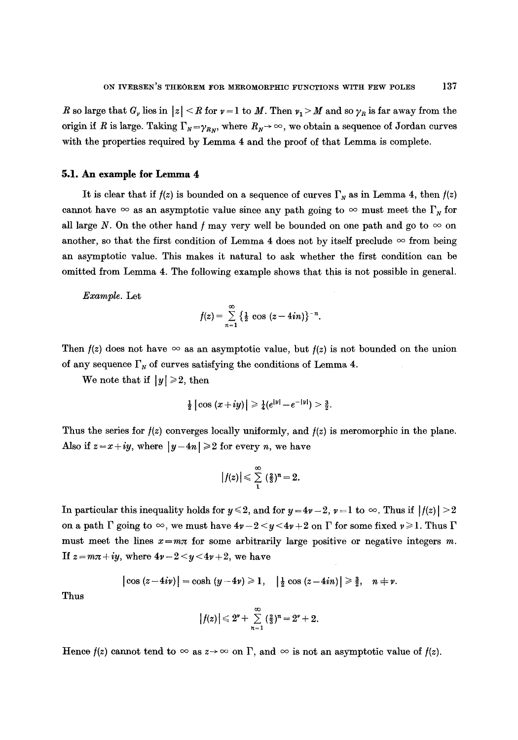$R$ so large that $G_\nu$ lies in $|z| < R$ for $\nu = 1$ to $M$. Then $\nu_1 > M$ and so $\gamma_R$ is far away from the origin if $R$ is large. Taking $\Gamma_N = \gamma_{R_N}$, where $R_N \to \infty$, we obtain a sequence of Jordan curves with the properties required by Lemma 4 and the proof of that Lemma is complete.

## 5.1. An example for Lemma 4

It is clear that if $f(z)$ is bounded on a sequence of curves $\Gamma_N$ as in Lemma 4, then $f(z)$ cannot have $\infty$ as an asymptotic value since any path going to $\infty$ must meet the $\Gamma_N$ for all large $N$. On the other hand $f$ may very well be bounded on one path and go to $\infty$ on another, so that the first condition of Lemma 4 does not by itself preclude $\infty$ from being an asymptotic value. This makes it natural to ask whether the first condition can be omitted from Lemma 4. The following example shows that this is not possible in general.

*Example.* Let

$$f(z) = \sum_{n=1}^{\infty} \{\tfrac{1}{2} \cos (z - 4in)\}^{-n}.$$

Then $f(z)$ does not have $\infty$ as an asymptotic value, but $f(z)$ is not bounded on the union of any sequence $\Gamma_N$ of curves satisfying the conditions of Lemma 4.

We note that if $|y| \geq 2$, then

$$\tfrac{1}{2} |\cos (x + iy)| \geq \tfrac{1}{4}(e^{|y|} - e^{-|y|}) > \tfrac{3}{2}.$$

Thus the series for $f(z)$ converges locally uniformly, and $f(z)$ is meromorphic in the plane. Also if $z = x + iy$, where $|y - 4n| \geq 2$ for every $n$, we have

$$|f(z)| \leq \sum_{1}^{\infty} (\tfrac{2}{3})^n = 2.$$

In particular this inequality holds for $y \leq 2$, and for $y = 4\nu - 2$, $\nu = 1$ to $\infty$. Thus if $|f(z)| > 2$ on a path $\Gamma$ going to $\infty$, we must have $4\nu - 2 < y < 4\nu + 2$ on $\Gamma$ for some fixed $\nu \geq 1$. Thus $\Gamma$ must meet the lines $x = m\pi$ for some arbitrarily large positive or negative integers $m$. If $z = m\pi + iy$, where $4\nu - 2 < y < 4\nu + 2$, we have

$$|\cos (z - 4i\nu)| = \cosh (y - 4\nu) \geq 1, \quad |\tfrac{1}{2} \cos (z - 4in)| \geq \tfrac{3}{2}, \quad n \neq \nu.$$

Thus

$$|f(z)| \leq 2^\nu + \sum_{n=1}^{\infty} (\tfrac{2}{3})^n = 2^\nu + 2.$$

Hence $f(z)$ cannot tend to $\infty$ as $z \to \infty$ on $\Gamma$, and $\infty$ is not an asymptotic value of $f(z)$.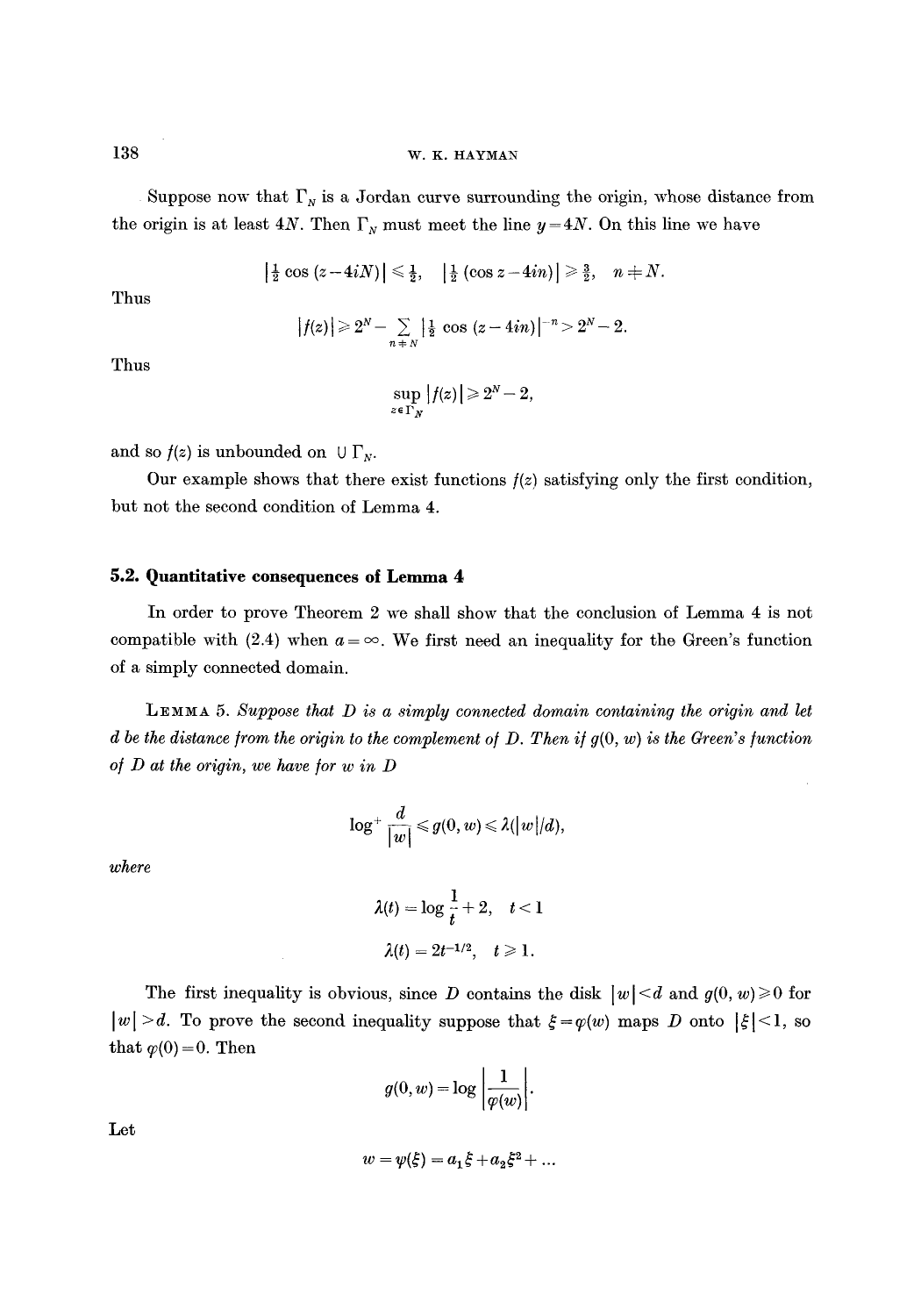Suppose now that $\Gamma_N$ is a Jordan curve surrounding the origin, whose distance from the origin is at least $4N$. Then $\Gamma_N$ must meet the line $y = 4N$. On this line we have

$$\left|\tfrac{1}{2}\cos(z - 4iN)\right| \leqslant \tfrac{1}{2}, \quad \left|\tfrac{1}{2}(\cos z - 4in)\right| \geqslant \tfrac{3}{2}, \quad n \neq N.$$

Thus

$$|f(z)| \geqslant 2^N - \sum_{n \neq N} \left|\tfrac{1}{2}\cos(z - 4in)\right|^{-n} > 2^N - 2.$$

Thus

$$\sup_{z \in \Gamma_N} |f(z)| \geqslant 2^N - 2,$$

and so $f(z)$ is unbounded on $\cup\, \Gamma_N$.

Our example shows that there exist functions $f(z)$ satisfying only the first condition, but not the second condition of Lemma 4.

## 5.2. Quantitative consequences of Lemma 4

In order to prove Theorem 2 we shall show that the conclusion of Lemma 4 is not compatible with (2.4) when $a = \infty$. We first need an inequality for the Green's function of a simply connected domain.

LEMMA 5. *Suppose that $D$ is a simply connected domain containing the origin and let $d$ be the distance from the origin to the complement of $D$. Then if $g(0, w)$ is the Green's function of $D$ at the origin, we have for $w$ in $D$*

$$\log^+ \frac{d}{|w|} \leqslant g(0, w) \leqslant \lambda(|w|/d),$$

*where*

$$\lambda(t) = \log \frac{1}{t} + 2, \quad t < 1$$

$$\lambda(t) = 2t^{-1/2}, \quad t \geqslant 1.$$

The first inequality is obvious, since $D$ contains the disk $|w| < d$ and $g(0, w) \geqslant 0$ for $|w| > d$. To prove the second inequality suppose that $\xi = \varphi(w)$ maps $D$ onto $|\xi| < 1$, so that $\varphi(0) = 0$. Then

$$g(0, w) = \log \left|\frac{1}{\varphi(w)}\right|.$$

Let

$$w = \psi(\xi) = a_1 \xi + a_2 \xi^2 + \ldots$$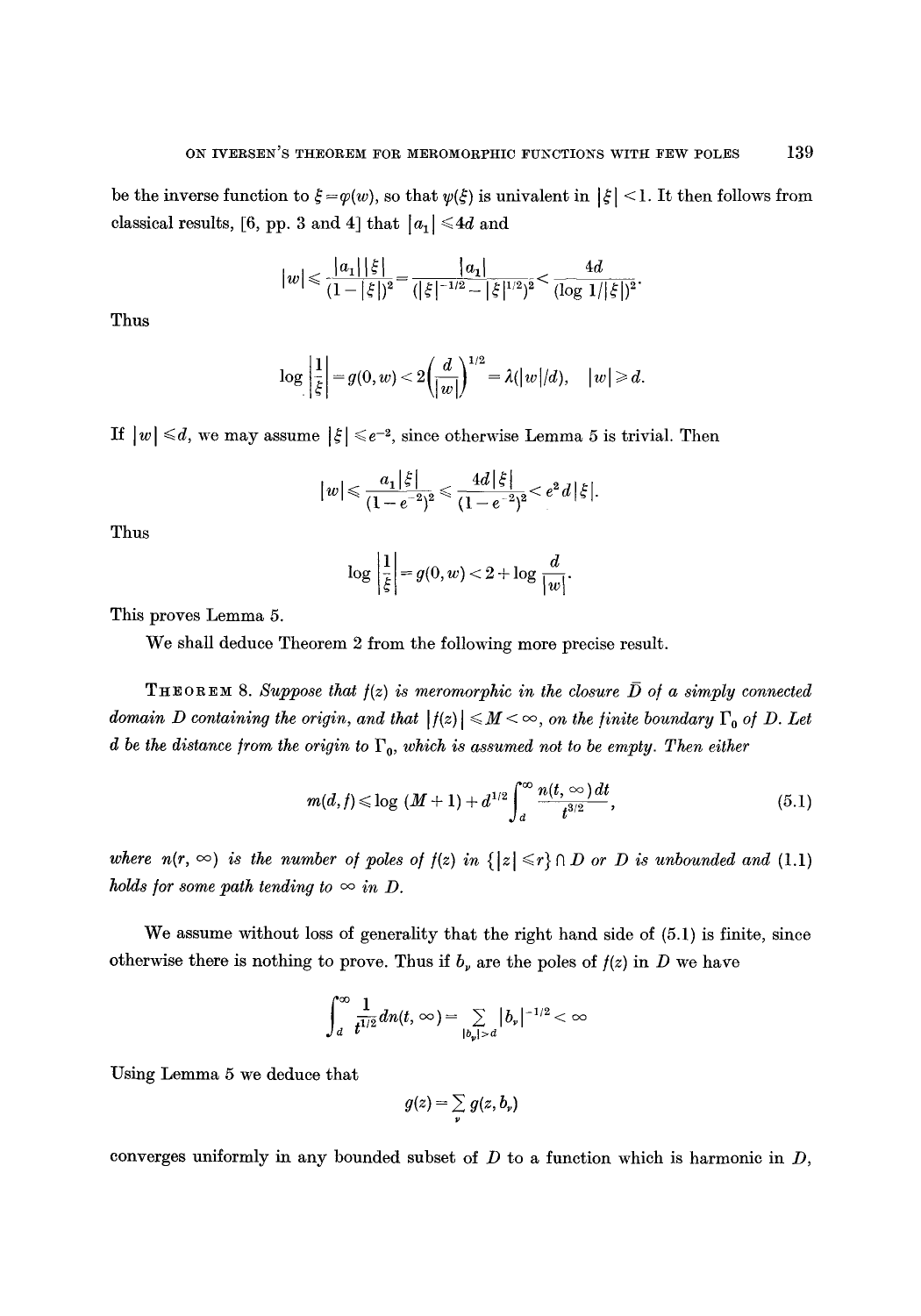be the inverse function to $\xi = \varphi(w)$, so that $\psi(\xi)$ is univalent in $|\xi| < 1$. It then follows from classical results, [6, pp. 3 and 4] that $|a_1| \leqslant 4d$ and

$$|w| \leqslant \frac{|a_1| |\xi|}{(1-|\xi|)^2} = \frac{|a_1|}{(|\xi|^{-1/2} - |\xi|^{1/2})^2} < \frac{4d}{(\log 1/|\xi|)^2}.$$

Thus

$$\log \left|\frac{1}{\xi}\right| = g(0, w) < 2\left(\frac{d}{|w|}\right)^{1/2} = \lambda(|w|/d), \quad |w| \geqslant d.$$

If $|w| \leqslant d$, we may assume $|\xi| \leqslant e^{-2}$, since otherwise Lemma 5 is trivial. Then

$$|w| \leqslant \frac{a_1 |\xi|}{(1-e^{-2})^2} \leqslant \frac{4d|\xi|}{(1-e^{-2})^2} < e^2 d |\xi|.$$

Thus

$$\log \left|\frac{1}{\xi}\right| = g(0, w) < 2 + \log \frac{d}{|w|}.$$

This proves Lemma 5.

We shall deduce Theorem 2 from the following more precise result.

THEOREM 8. *Suppose that $f(z)$ is meromorphic in the closure $\bar{D}$ of a simply connected domain $D$ containing the origin, and that $|f(z)| \leqslant M < \infty$, on the finite boundary $\Gamma_0$ of $D$. Let $d$ be the distance from the origin to $\Gamma_0$, which is assumed not to be empty. Then either*

$$m(d, f) \leqslant \log (M+1) + d^{1/2} \int_d^\infty \frac{n(t, \infty)\, dt}{t^{3/2}}, \tag{5.1}$$

*where $n(r, \infty)$ is the number of poles of $f(z)$ in $\{|z| \leqslant r\} \cap D$ or $D$ is unbounded and (1.1) holds for some path tending to $\infty$ in $D$.*

We assume without loss of generality that the right hand side of (5.1) is finite, since otherwise there is nothing to prove. Thus if $b_\nu$ are the poles of $f(z)$ in $D$ we have

$$\int_d^\infty \frac{1}{t^{1/2}} dn(t, \infty) = \sum_{|b_\nu| > d} |b_\nu|^{-1/2} < \infty$$

Using Lemma 5 we deduce that

$$g(z) = \sum_\nu g(z, b_\nu)$$

converges uniformly in any bounded subset of $D$ to a function which is harmonic in $D$,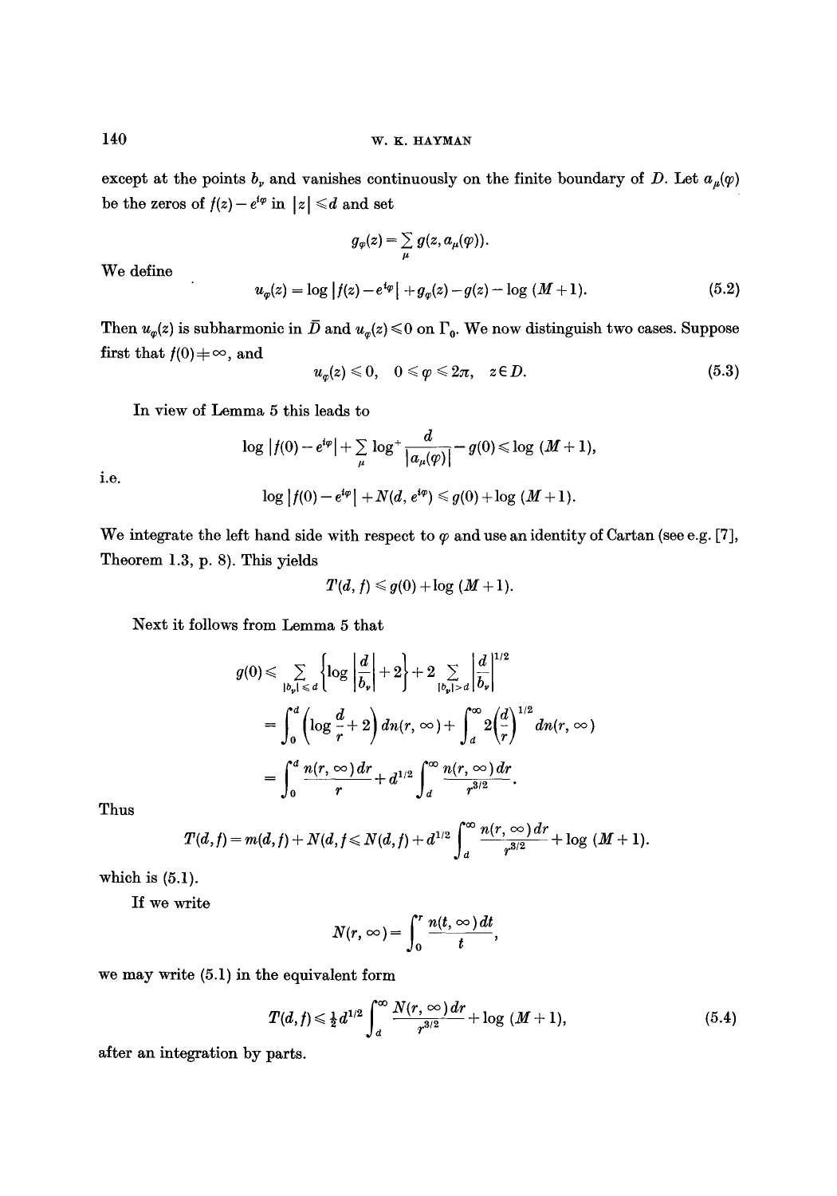except at the points $b_\nu$ and vanishes continuously on the finite boundary of $D$. Let $a_\mu(\varphi)$ be the zeros of $f(z) - e^{i\varphi}$ in $|z| \leqslant d$ and set

$$g_\varphi(z) = \sum_\mu g(z, a_\mu(\varphi)).$$

We define

$$u_\varphi(z) = \log |f(z) - e^{i\varphi}| + g_\varphi(z) - g(z) - \log (M+1). \tag{5.2}$$

Then $u_\varphi(z)$ is subharmonic in $\bar{D}$ and $u_\varphi(z) \leqslant 0$ on $\Gamma_0$. We now distinguish two cases. Suppose first that $f(0) \neq \infty$, and

$$u_\varphi(z) \leqslant 0, \quad 0 \leqslant \varphi \leqslant 2\pi, \quad z \in D. \tag{5.3}$$

In view of Lemma 5 this leads to

$$\log |f(0) - e^{i\varphi}| + \sum_\mu \log^+ \frac{d}{|a_\mu(\varphi)|} - g(0) \leqslant \log (M+1),$$

i.e.

$$\log |f(0) - e^{i\varphi}| + N(d, e^{i\varphi}) \leqslant g(0) + \log (M+1).$$

We integrate the left hand side with respect to $\varphi$ and use an identity of Cartan (see e.g. [7], Theorem 1.3, p. 8). This yields

$$T(d, f) \leqslant g(0) + \log (M+1).$$

Next it follows from Lemma 5 that

$$g(0) \leqslant \sum_{|b_\nu| \leqslant d} \left\{ \log \left| \frac{d}{b_\nu} \right| + 2 \right\} + 2 \sum_{|b_\nu| > d} \left| \frac{d}{b_\nu} \right|^{1/2}$$

$$= \int_0^d \left( \log \frac{d}{r} + 2 \right) dn(r, \infty) + \int_d^\infty 2 \left( \frac{d}{r} \right)^{1/2} dn(r, \infty)$$

$$= \int_0^d \frac{n(r, \infty)\, dr}{r} + d^{1/2} \int_d^\infty \frac{n(r, \infty)\, dr}{r^{3/2}}.$$

Thus

$$T(d, f) = m(d, f) + N(d, f \leqslant N(d, f) + d^{1/2} \int_d^\infty \frac{n(r, \infty)\, dr}{r^{3/2}} + \log (M+1).$$

which is (5.1).

If we write

$$N(r, \infty) = \int_0^r \frac{n(t, \infty)\, dt}{t},$$

we may write (5.1) in the equivalent form

$$T(d, f) \leqslant \tfrac{1}{2} d^{1/2} \int_d^\infty \frac{N(r, \infty)\, dr}{r^{3/2}} + \log (M+1), \tag{5.4}$$

after an integration by parts.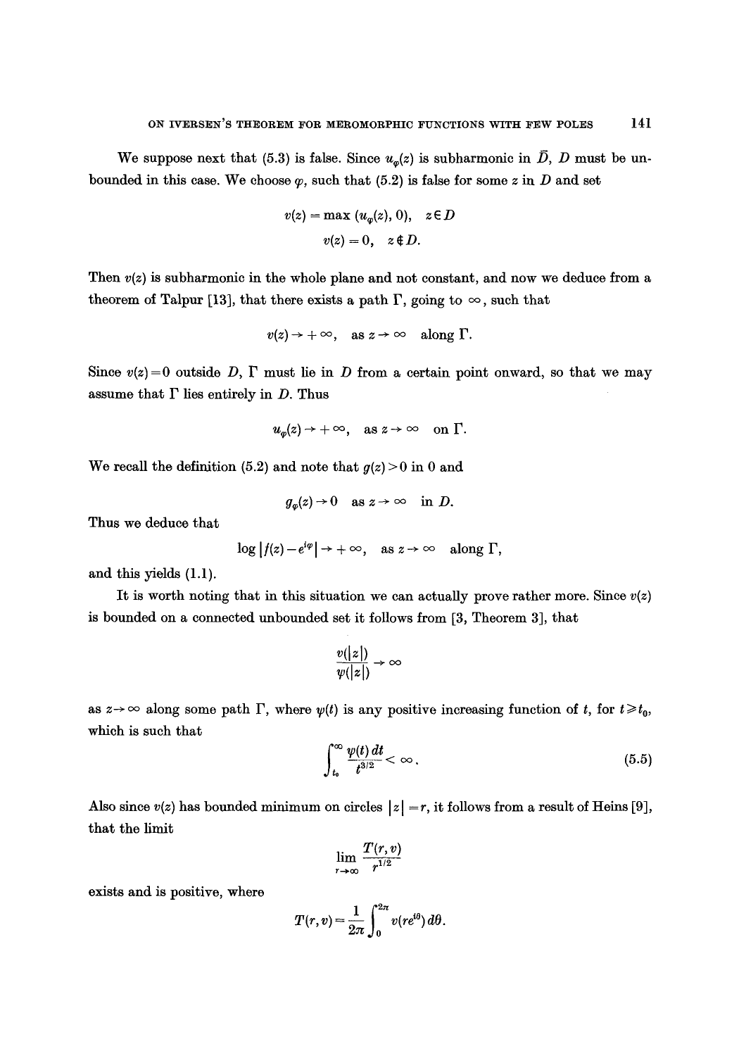We suppose next that (5.3) is false. Since $u_\varphi(z)$ is subharmonic in $\bar{D}$, $D$ must be unbounded in this case. We choose $\varphi$, such that (5.2) is false for some $z$ in $D$ and set

$$v(z) = \max(u_\varphi(z), 0), \quad z \in D$$
$$v(z) = 0, \quad z \notin D.$$

Then $v(z)$ is subharmonic in the whole plane and not constant, and now we deduce from a theorem of Talpur [13], that there exists a path $\Gamma$, going to $\infty$, such that

$$v(z) \to +\infty, \quad \text{as } z \to \infty \quad \text{along } \Gamma.$$

Since $v(z) = 0$ outside $D$, $\Gamma$ must lie in $D$ from a certain point onward, so that we may assume that $\Gamma$ lies entirely in $D$. Thus

$$u_\varphi(z) \to +\infty, \quad \text{as } z \to \infty \quad \text{on } \Gamma.$$

We recall the definition (5.2) and note that $g(z) > 0$ in 0 and

$$g_\varphi(z) \to 0 \quad \text{as } z \to \infty \quad \text{in } D.$$

Thus we deduce that

$$\log |f(z) - e^{i\varphi}| \to +\infty, \quad \text{as } z \to \infty \quad \text{along } \Gamma,$$

and this yields (1.1).

It is worth noting that in this situation we can actually prove rather more. Since $v(z)$ is bounded on a connected unbounded set it follows from [3, Theorem 3], that

$$\frac{v(|z|)}{\psi(|z|)} \to \infty$$

as $z \to \infty$ along some path $\Gamma$, where $\psi(t)$ is any positive increasing function of $t$, for $t \geq t_0$, which is such that

$$\int_{t_0}^{\infty} \frac{\psi(t)\, dt}{t^{3/2}} < \infty. \tag{5.5}$$

Also since $v(z)$ has bounded minimum on circles $|z| = r$, it follows from a result of Heins [9], that the limit

$$\lim_{r \to \infty} \frac{T(r, v)}{r^{1/2}}$$

exists and is positive, where

$$T(r, v) = \frac{1}{2\pi} \int_0^{2\pi} v(re^{i\theta})\, d\theta.$$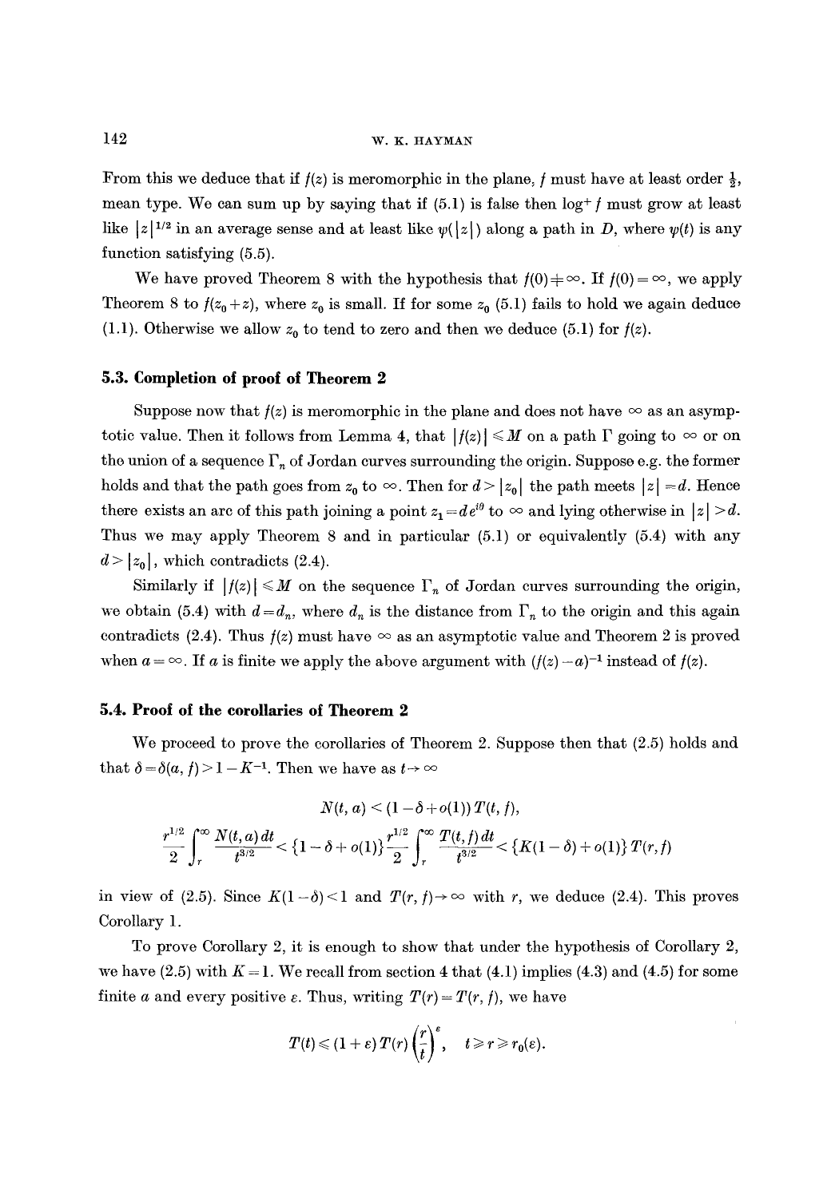From this we deduce that if $f(z)$ is meromorphic in the plane, $f$ must have at least order $\frac{1}{2}$, mean type. We can sum up by saying that if (5.1) is false then $\log^+ f$ must grow at least like $|z|^{1/2}$ in an average sense and at least like $\psi(|z|)$ along a path in $D$, where $\psi(t)$ is any function satisfying (5.5).

We have proved Theorem 8 with the hypothesis that $f(0) \neq \infty$. If $f(0) = \infty$, we apply Theorem 8 to $f(z_0 + z)$, where $z_0$ is small. If for some $z_0$ (5.1) fails to hold we again deduce (1.1). Otherwise we allow $z_0$ to tend to zero and then we deduce (5.1) for $f(z)$.

### 5.3. Completion of proof of Theorem 2

Suppose now that $f(z)$ is meromorphic in the plane and does not have $\infty$ as an asymptotic value. Then it follows from Lemma 4, that $|f(z)| \leqslant M$ on a path $\Gamma$ going to $\infty$ or on the union of a sequence $\Gamma_n$ of Jordan curves surrounding the origin. Suppose e.g. the former holds and that the path goes from $z_0$ to $\infty$. Then for $d > |z_0|$ the path meets $|z| = d$. Hence there exists an arc of this path joining a point $z_1 = d e^{i\theta}$ to $\infty$ and lying otherwise in $|z| > d$. Thus we may apply Theorem 8 and in particular (5.1) or equivalently (5.4) with any $d > |z_0|$, which contradicts (2.4).

Similarly if $|f(z)| \leqslant M$ on the sequence $\Gamma_n$ of Jordan curves surrounding the origin, we obtain (5.4) with $d = d_n$, where $d_n$ is the distance from $\Gamma_n$ to the origin and this again contradicts (2.4). Thus $f(z)$ must have $\infty$ as an asymptotic value and Theorem 2 is proved when $a = \infty$. If $a$ is finite we apply the above argument with $(f(z) - a)^{-1}$ instead of $f(z)$.

### 5.4. Proof of the corollaries of Theorem 2

We proceed to prove the corollaries of Theorem 2. Suppose then that (2.5) holds and that $\delta = \delta(a, f) > 1 - K^{-1}$. Then we have as $t \to \infty$

$$N(t, a) < (1 - \delta + o(1))\, T(t, f),$$

$$\frac{r^{1/2}}{2} \int_r^\infty \frac{N(t, a)\, dt}{t^{3/2}} < \{1 - \delta + o(1)\} \frac{r^{1/2}}{2} \int_r^\infty \frac{T(t, f)\, dt}{t^{3/2}} < \{K(1 - \delta) + o(1)\}\, T(r, f)$$

in view of (2.5). Since $K(1 - \delta) < 1$ and $T(r, f) \to \infty$ with $r$, we deduce (2.4). This proves Corollary 1.

To prove Corollary 2, it is enough to show that under the hypothesis of Corollary 2, we have (2.5) with $K = 1$. We recall from section 4 that (4.1) implies (4.3) and (4.5) for some finite $a$ and every positive $\varepsilon$. Thus, writing $T(r) = T(r, f)$, we have

$$T(t) \leqslant (1 + \varepsilon)\, T(r) \left(\frac{r}{t}\right)^{\varepsilon}, \quad t \geqslant r \geqslant r_0(\varepsilon).$$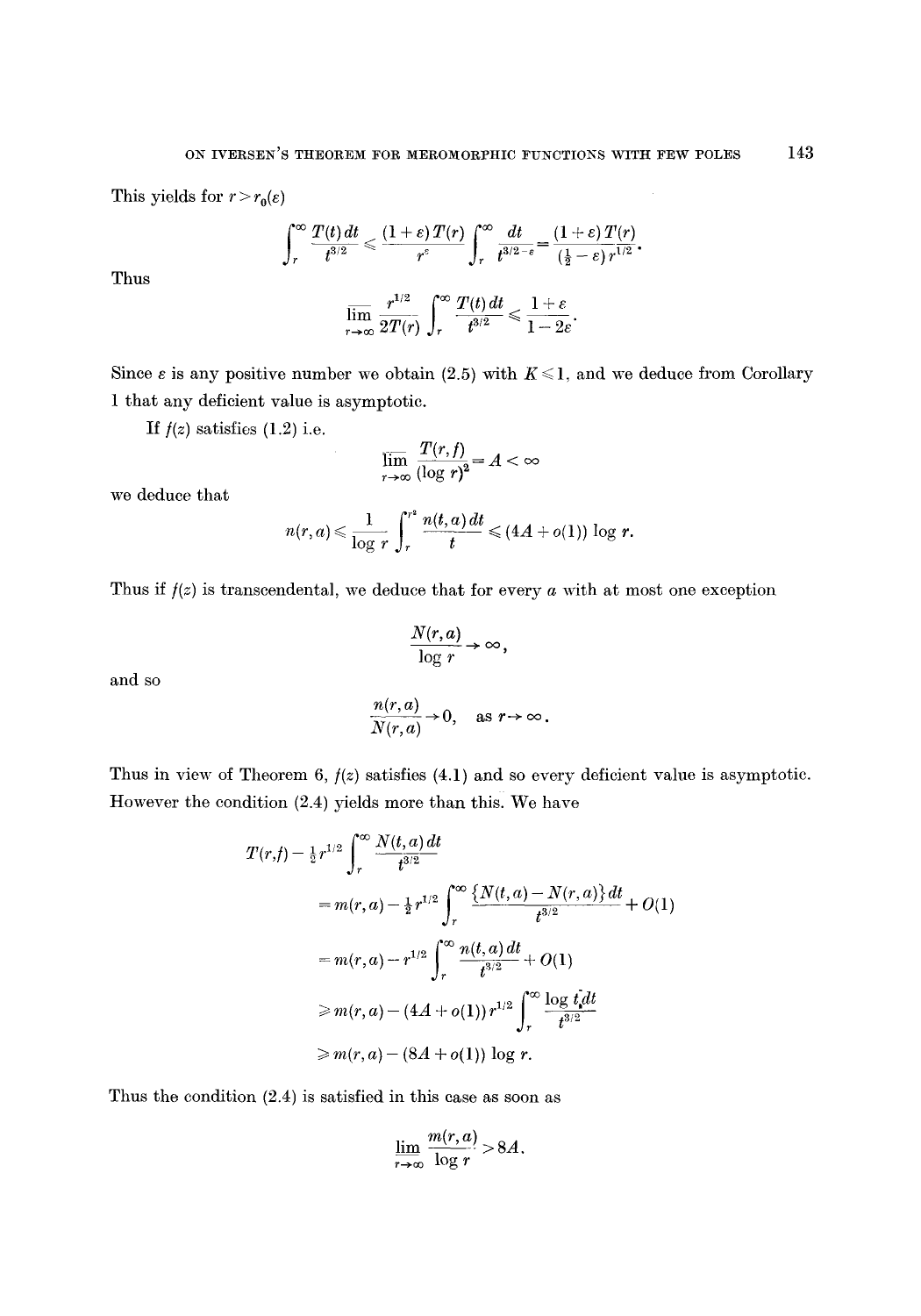This yields for $r > r_0(\varepsilon)$

$$\int_r^\infty \frac{T(t)\,dt}{t^{3/2}} \leqslant \frac{(1+\varepsilon)\,T(r)}{r^\varepsilon} \int_r^\infty \frac{dt}{t^{3/2-\varepsilon}} = \frac{(1+\varepsilon)\,T(r)}{(\frac{1}{2}-\varepsilon)\,r^{1/2}}.$$

Thus

$$\overline{\lim_{r\to\infty}}\, \frac{r^{1/2}}{2T(r)} \int_r^\infty \frac{T(t)\,dt}{t^{3/2}} \leqslant \frac{1+\varepsilon}{1-2\varepsilon}.$$

Since $\varepsilon$ is any positive number we obtain (2.5) with $K \leqslant 1$, and we deduce from Corollary 1 that any deficient value is asymptotic.

If $f(z)$ satisfies (1.2) i.e.

$$\overline{\lim_{r\to\infty}}\, \frac{T(r,f)}{(\log r)^2} = A < \infty$$

we deduce that

$$n(r,a) \leqslant \frac{1}{\log r} \int_r^{r^2} \frac{n(t,a)\,dt}{t} \leqslant (4A + o(1)) \log r.$$

Thus if $f(z)$ is transcendental, we deduce that for every $a$ with at most one exception

$$\frac{N(r,a)}{\log r} \to \infty,$$

and so

$$\frac{n(r,a)}{N(r,a)} \to 0, \quad \text{as } r \to \infty.$$

Thus in view of Theorem 6, $f(z)$ satisfies (4.1) and so every deficient value is asymptotic. However the condition (2.4) yields more than this. We have

$$\begin{aligned}
T(r,f) - \tfrac{1}{2} r^{1/2} \int_r^\infty \frac{N(t,a)\,dt}{t^{3/2}}
&= m(r,a) - \tfrac{1}{2} r^{1/2} \int_r^\infty \frac{\{N(t,a) - N(r,a)\}\,dt}{t^{3/2}} + O(1) \\
&= m(r,a) - r^{1/2} \int_r^\infty \frac{n(t,a)\,dt}{t^{3/2}} + O(1) \\
&\geqslant m(r,a) - (4A + o(1))\, r^{1/2} \int_r^\infty \frac{\log t\,dt}{t^{3/2}} \\
&\geqslant m(r,a) - (8A + o(1)) \log r.
\end{aligned}$$

Thus the condition (2.4) is satisfied in this case as soon as

$$\underline{\lim_{r\to\infty}}\, \frac{m(r,a)}{\log r} > 8A.$$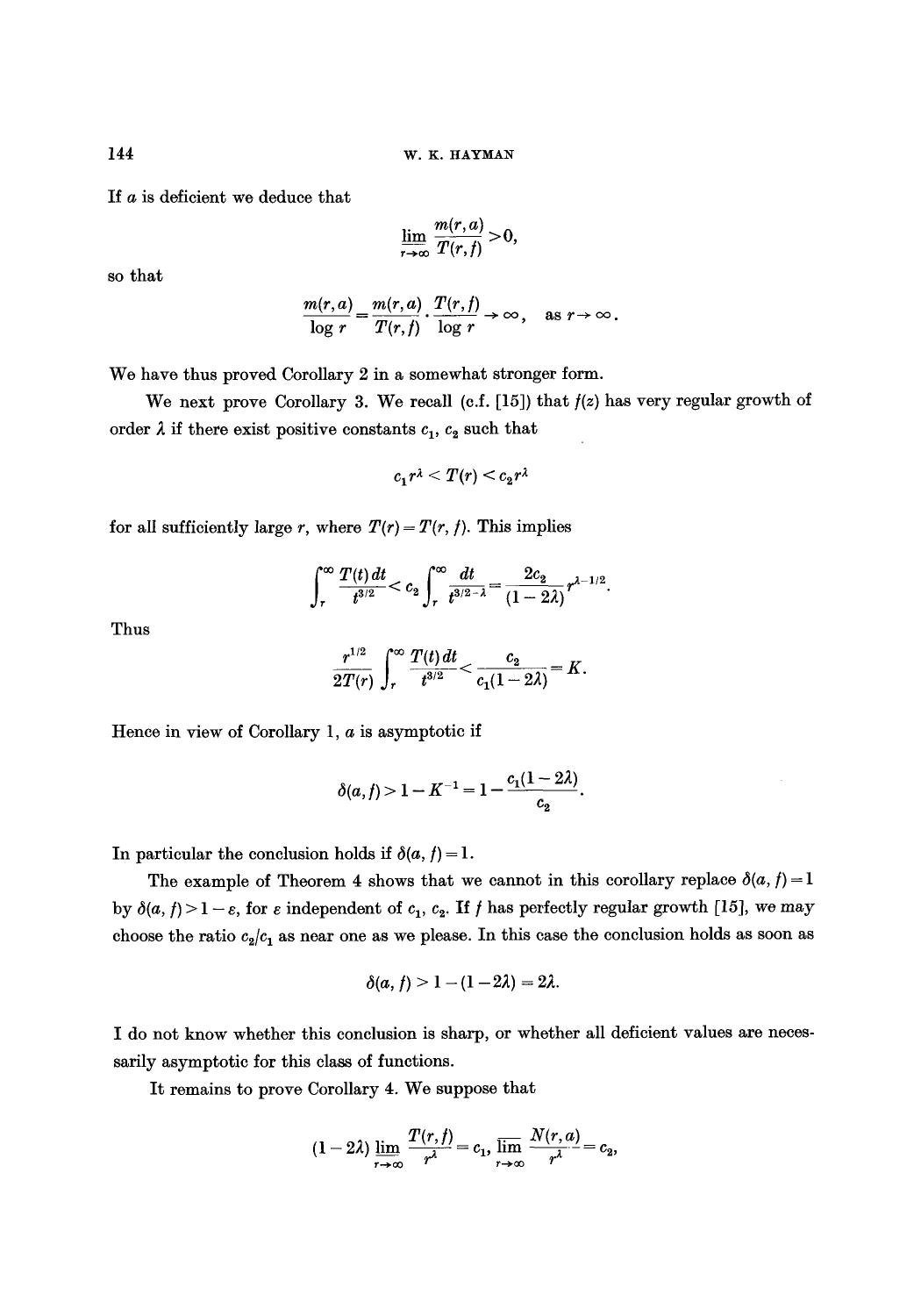If $a$ is deficient we deduce that

$$\varliminf_{r\to\infty} \frac{m(r,a)}{T(r,f)} > 0,$$

so that

$$\frac{m(r,a)}{\log r} = \frac{m(r,a)}{T(r,f)} \cdot \frac{T(r,f)}{\log r} \to \infty, \quad \text{as } r \to \infty.$$

We have thus proved Corollary 2 in a somewhat stronger form.

We next prove Corollary 3. We recall (c.f. [15]) that $f(z)$ has very regular growth of order $\lambda$ if there exist positive constants $c_1$, $c_2$ such that

$$c_1 r^\lambda < T(r) < c_2 r^\lambda$$

for all sufficiently large $r$, where $T(r) = T(r, f)$. This implies

$$\int_r^\infty \frac{T(t)\,dt}{t^{3/2}} < c_2 \int_r^\infty \frac{dt}{t^{3/2-\lambda}} = \frac{2c_2}{(1-2\lambda)} r^{\lambda - 1/2}.$$

Thus

$$\frac{r^{1/2}}{2T(r)} \int_r^\infty \frac{T(t)\,dt}{t^{3/2}} < \frac{c_2}{c_1(1-2\lambda)} = K.$$

Hence in view of Corollary 1, $a$ is asymptotic if

$$\delta(a,f) > 1 - K^{-1} = 1 - \frac{c_1(1-2\lambda)}{c_2}.$$

In particular the conclusion holds if $\delta(a, f) = 1$.

The example of Theorem 4 shows that we cannot in this corollary replace $\delta(a, f) = 1$ by $\delta(a, f) > 1 - \varepsilon$, for $\varepsilon$ independent of $c_1$, $c_2$. If $f$ has perfectly regular growth [15], we may choose the ratio $c_2/c_1$ as near one as we please. In this case the conclusion holds as soon as

$$\delta(a, f) > 1 - (1 - 2\lambda) = 2\lambda.$$

I do not know whether this conclusion is sharp, or whether all deficient values are necessarily asymptotic for this class of functions.

It remains to prove Corollary 4. We suppose that

$$(1-2\lambda) \varliminf_{r\to\infty} \frac{T(r,f)}{r^\lambda} = c_1, \ \varlimsup_{r\to\infty} \frac{N(r,a)}{r^\lambda} = c_2,$$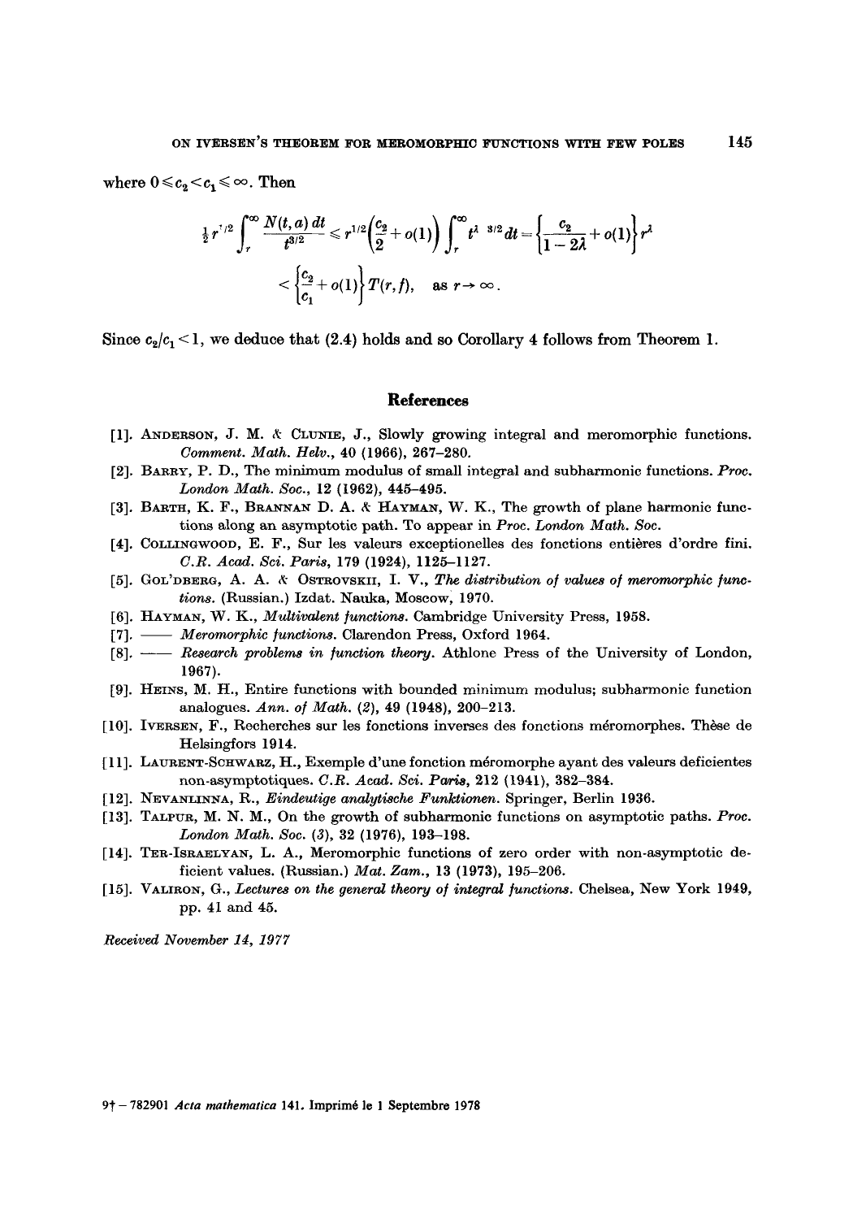where $0 \leq c_2 < c_1 \leq \infty$. Then

$$\tfrac{1}{2} r^{1/2} \int_r^\infty \frac{N(t,a)\,dt}{t^{3/2}} \leq r^{1/2}\left(\frac{c_2}{2} + o(1)\right) \int_r^\infty t^{\lambda - 3/2}\,dt = \left\{\frac{c_2}{1-2\lambda} + o(1)\right\} r^\lambda$$

$$< \left\{\frac{c_2}{c_1} + o(1)\right\} T(r,f), \quad \text{as } r \to \infty.$$

Since $c_2/c_1 < 1$, we deduce that (2.4) holds and so Corollary 4 follows from Theorem 1.

## References

[1]. Anderson, J. M. & Clunie, J., Slowly growing integral and meromorphic functions. *Comment. Math. Helv.*, 40 (1966), 267–280.

[2]. Barry, P. D., The minimum modulus of small integral and subharmonic functions. *Proc. London Math. Soc.*, 12 (1962), 445–495.

[3]. Barth, K. F., Brannan D. A. & Hayman, W. K., The growth of plane harmonic functions along an asymptotic path. To appear in *Proc. London Math. Soc.*

[4]. Collingwood, E. F., Sur les valeurs exceptionelles des fonctions entières d'ordre fini. *C.R. Acad. Sci. Paris*, 179 (1924), 1125–1127.

[5]. Gol'dberg, A. A. & Ostrovskii, I. V., *The distribution of values of meromorphic functions.* (Russian.) Izdat. Nauka, Moscow, 1970.

[6]. Hayman, W. K., *Multivalent functions*. Cambridge University Press, 1958.

[7]. —— *Meromorphic functions*. Clarendon Press, Oxford 1964.

[8]. —— *Research problems in function theory*. Athlone Press of the University of London, 1967).

[9]. Heins, M. H., Entire functions with bounded minimum modulus; subharmonic function analogues. *Ann. of Math.* (2), 49 (1948), 200–213.

[10]. Iversen, F., Recherches sur les fonctions inverses des fonctions méromorphes. Thèse de Helsingfors 1914.

[11]. Laurent-Schwarz, H., Exemple d'une fonction méromorphe ayant des valeurs deficientes non-asymptotiques. *C.R. Acad. Sci. Paris*, 212 (1941), 382–384.

[12]. Nevanlinna, R., *Eindeutige analytische Funktionen*. Springer, Berlin 1936.

[13]. Talpur, M. N. M., On the growth of subharmonic functions on asymptotic paths. *Proc. London Math. Soc.* (3), 32 (1976), 193–198.

[14]. Ter-Israelyan, L. A., Meromorphic functions of zero order with non-asymptotic deficient values. (Russian.) *Mat. Zam.*, 13 (1973), 195–206.

[15]. Valiron, G., *Lectures on the general theory of integral functions*. Chelsea, New York 1949, pp. 41 and 45.

*Received November 14, 1977*